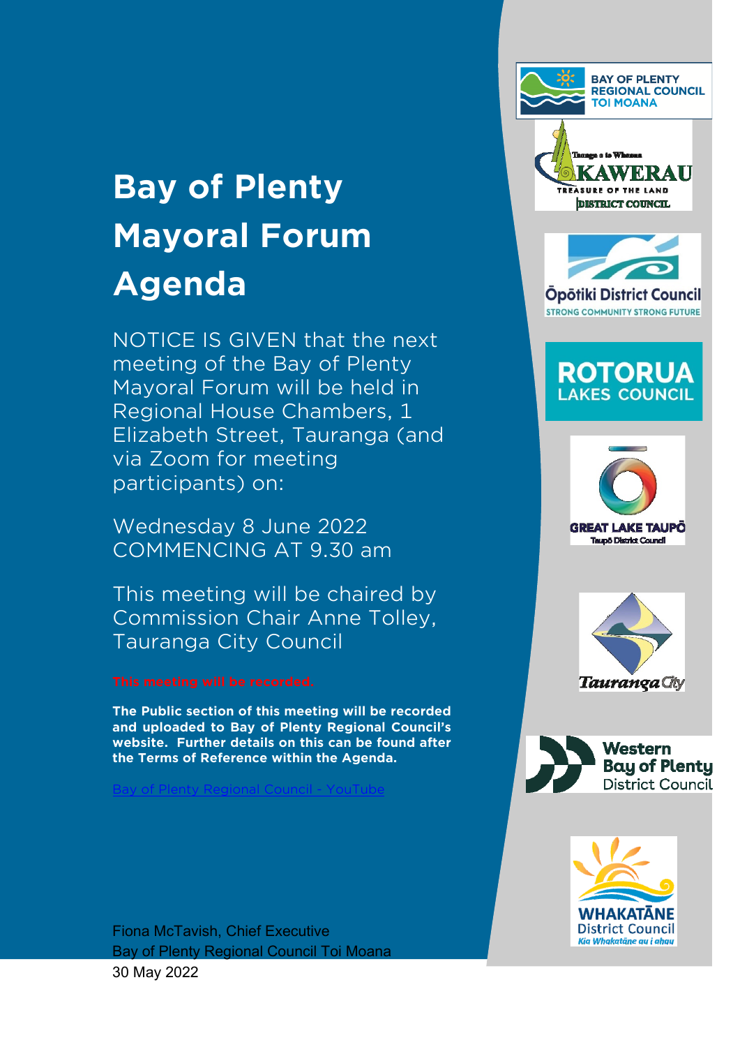# Bay of Plenty Mayoral Forum Agenda

NOTICE IS GIVEN that the next meeting of the Bay of Plenty Mayoral Forum will be held in Regional House Chambers, 1 Elizabeth Street, Tauranga (and via Zoom for meeting participants) on:

Wednesday 8 June 2022
COMMENCING AT 9.30 am

This meeting will be chaired by Commission Chair Anne Tolley, Tauranga City Council

**This meeting will be recorded.**

**The Public section of this meeting will be recorded and uploaded to Bay of Plenty Regional Council's website. Further details on this can be found after the Terms of Reference within the Agenda.**

Bay of Plenty Regional Council - YouTube

Fiona McTavish, Chief Executive
Bay of Plenty Regional Council Toi Moana
30 May 2022

BAY OF PLENTY REGIONAL COUNCIL TOI MOANA

Tauranga o te Whenua KAWERAU TREASURE OF THE LAND DISTRICT COUNCIL

Ōpōtiki District Council STRONG COMMUNITY STRONG FUTURE

ROTORUA LAKES COUNCIL

GREAT LAKE TAUPŌ Taupō District Council

Tauranga City

Western Bay of Plenty District Council

WHAKATĀNE District Council Kia Whakatāne au i ahau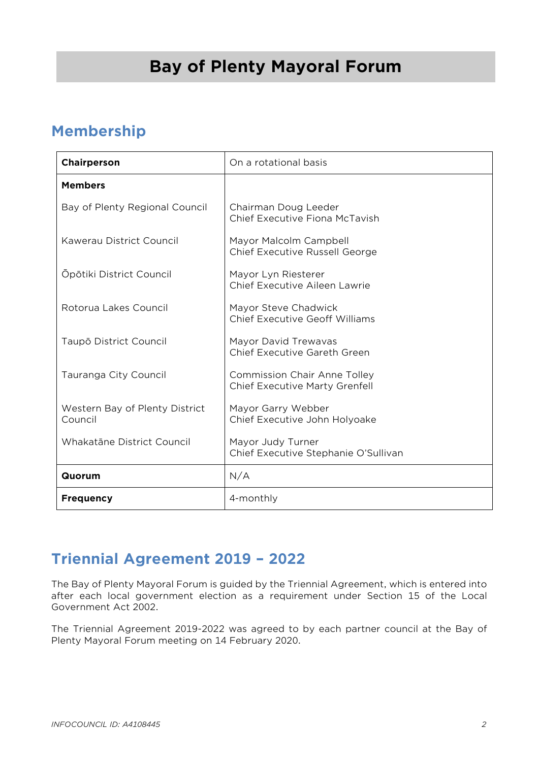# Bay of Plenty Mayoral Forum

## Membership

| **Chairperson** | On a rotational basis |
|---|---|
| **Members** | |
| Bay of Plenty Regional Council | Chairman Doug Leeder<br>Chief Executive Fiona McTavish |
| Kawerau District Council | Mayor Malcolm Campbell<br>Chief Executive Russell George |
| Ōpōtiki District Council | Mayor Lyn Riesterer<br>Chief Executive Aileen Lawrie |
| Rotorua Lakes Council | Mayor Steve Chadwick<br>Chief Executive Geoff Williams |
| Taupō District Council | Mayor David Trewavas<br>Chief Executive Gareth Green |
| Tauranga City Council | Commission Chair Anne Tolley<br>Chief Executive Marty Grenfell |
| Western Bay of Plenty District Council | Mayor Garry Webber<br>Chief Executive John Holyoake |
| Whakatāne District Council | Mayor Judy Turner<br>Chief Executive Stephanie O'Sullivan |
| **Quorum** | N/A |
| **Frequency** | 4-monthly |

## Triennial Agreement 2019 – 2022

The Bay of Plenty Mayoral Forum is guided by the Triennial Agreement, which is entered into after each local government election as a requirement under Section 15 of the Local Government Act 2002.

The Triennial Agreement 2019-2022 was agreed to by each partner council at the Bay of Plenty Mayoral Forum meeting on 14 February 2020.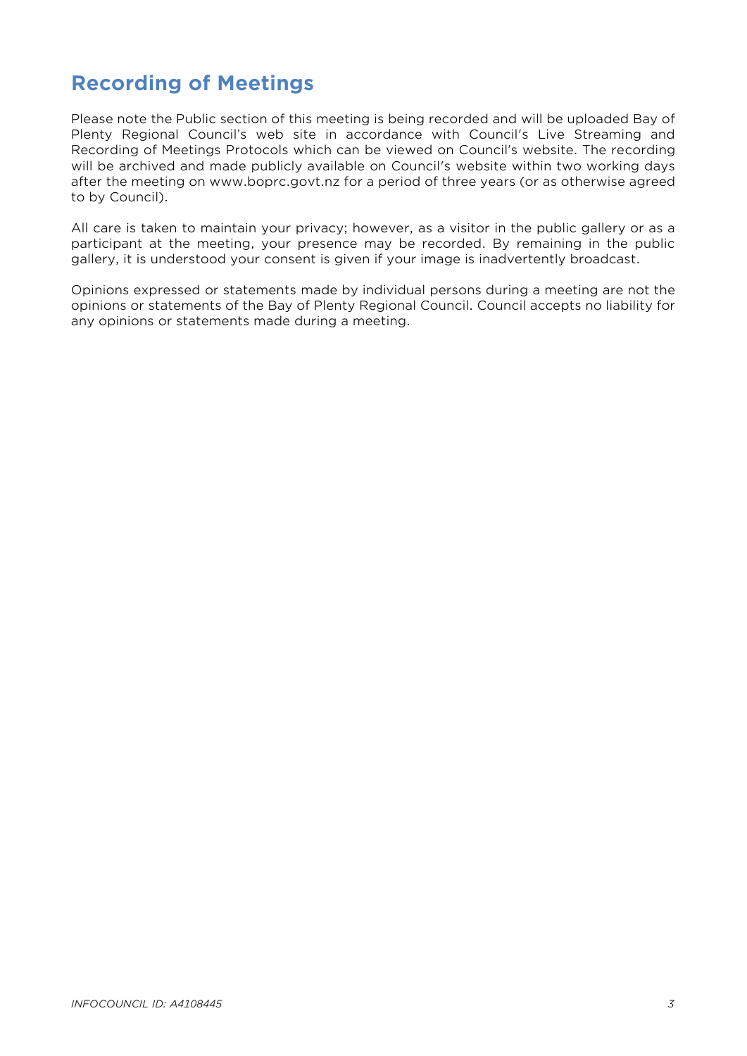## Recording of Meetings

Please note the Public section of this meeting is being recorded and will be uploaded Bay of Plenty Regional Council's web site in accordance with Council's Live Streaming and Recording of Meetings Protocols which can be viewed on Council's website. The recording will be archived and made publicly available on Council's website within two working days after the meeting on www.boprc.govt.nz for a period of three years (or as otherwise agreed to by Council).

All care is taken to maintain your privacy; however, as a visitor in the public gallery or as a participant at the meeting, your presence may be recorded. By remaining in the public gallery, it is understood your consent is given if your image is inadvertently broadcast.

Opinions expressed or statements made by individual persons during a meeting are not the opinions or statements of the Bay of Plenty Regional Council. Council accepts no liability for any opinions or statements made during a meeting.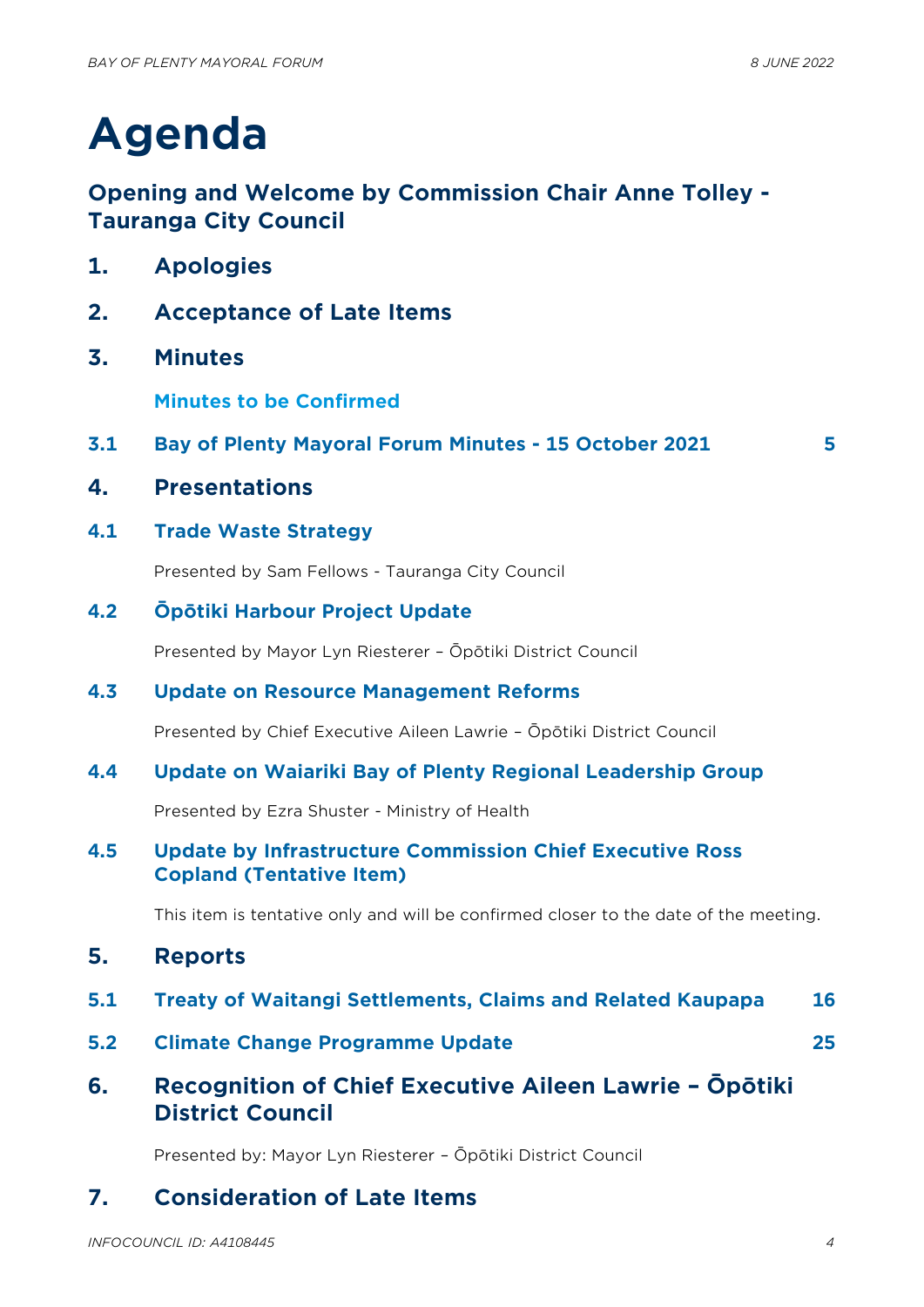# Agenda

## Opening and Welcome by Commission Chair Anne Tolley - Tauranga City Council

## 1. Apologies

## 2. Acceptance of Late Items

## 3. Minutes

### Minutes to be Confirmed

### 3.1 Bay of Plenty Mayoral Forum Minutes - 15 October 2021 — 5

## 4. Presentations

### 4.1 Trade Waste Strategy

Presented by Sam Fellows - Tauranga City Council

### 4.2 Ōpōtiki Harbour Project Update

Presented by Mayor Lyn Riesterer – Ōpōtiki District Council

### 4.3 Update on Resource Management Reforms

Presented by Chief Executive Aileen Lawrie – Ōpōtiki District Council

### 4.4 Update on Waiariki Bay of Plenty Regional Leadership Group

Presented by Ezra Shuster - Ministry of Health

### 4.5 Update by Infrastructure Commission Chief Executive Ross Copland (Tentative Item)

This item is tentative only and will be confirmed closer to the date of the meeting.

## 5. Reports

### 5.1 Treaty of Waitangi Settlements, Claims and Related Kaupapa — 16

### 5.2 Climate Change Programme Update — 25

## 6. Recognition of Chief Executive Aileen Lawrie – Ōpōtiki District Council

Presented by: Mayor Lyn Riesterer – Ōpōtiki District Council

## 7. Consideration of Late Items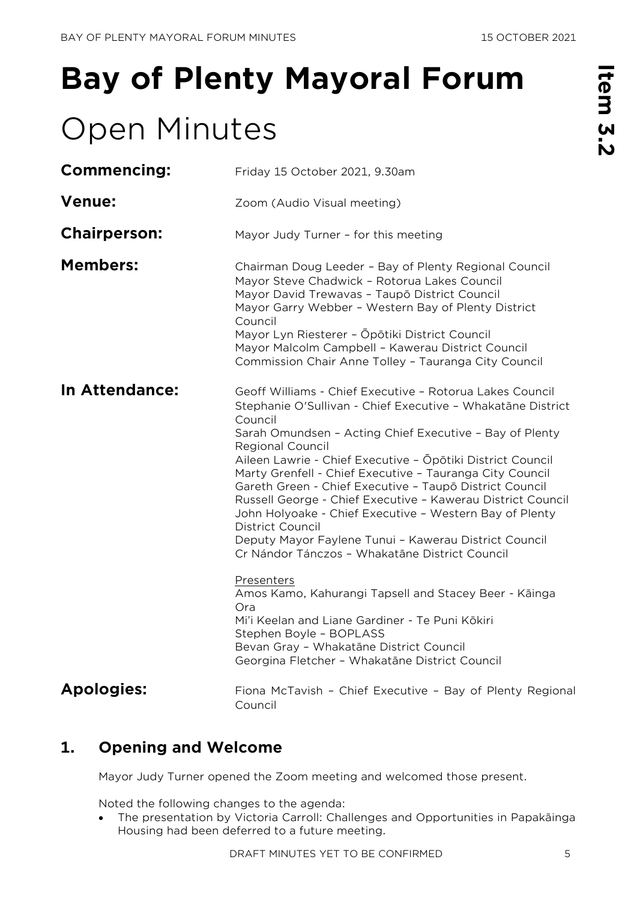# Bay of Plenty Mayoral Forum

# Open Minutes

**Commencing:** Friday 15 October 2021, 9.30am

**Venue:** Zoom (Audio Visual meeting)

**Chairperson:** Mayor Judy Turner – for this meeting

**Members:**
Chairman Doug Leeder – Bay of Plenty Regional Council
Mayor Steve Chadwick – Rotorua Lakes Council
Mayor David Trewavas – Taupō District Council
Mayor Garry Webber – Western Bay of Plenty District Council
Mayor Lyn Riesterer – Ōpōtiki District Council
Mayor Malcolm Campbell – Kawerau District Council
Commission Chair Anne Tolley – Tauranga City Council

**In Attendance:**
Geoff Williams - Chief Executive – Rotorua Lakes Council
Stephanie O'Sullivan - Chief Executive – Whakatāne District Council
Sarah Omundsen – Acting Chief Executive – Bay of Plenty Regional Council
Aileen Lawrie - Chief Executive – Ōpōtiki District Council
Marty Grenfell - Chief Executive – Tauranga City Council
Gareth Green - Chief Executive – Taupō District Council
Russell George - Chief Executive – Kawerau District Council
John Holyoake - Chief Executive – Western Bay of Plenty District Council
Deputy Mayor Faylene Tunui – Kawerau District Council
Cr Nándor Tánczos – Whakatāne District Council

Presenters
Amos Kamo, Kahurangi Tapsell and Stacey Beer - Kāinga Ora
Mi'i Keelan and Liane Gardiner - Te Puni Kōkiri
Stephen Boyle – BOPLASS
Bevan Gray – Whakatāne District Council
Georgina Fletcher – Whakatāne District Council

**Apologies:** Fiona McTavish – Chief Executive – Bay of Plenty Regional Council

## 1. Opening and Welcome

Mayor Judy Turner opened the Zoom meeting and welcomed those present.

Noted the following changes to the agenda:

- The presentation by Victoria Carroll: Challenges and Opportunities in Papakāinga Housing had been deferred to a future meeting.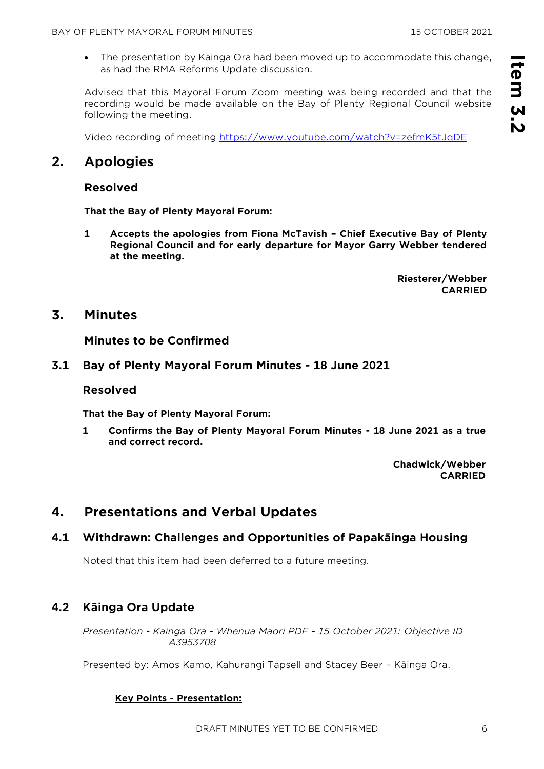- The presentation by Kainga Ora had been moved up to accommodate this change, as had the RMA Reforms Update discussion.

Advised that this Mayoral Forum Zoom meeting was being recorded and that the recording would be made available on the Bay of Plenty Regional Council website following the meeting.

Video recording of meeting https://www.youtube.com/watch?v=zefmK5tJqDE

## 2. Apologies

### Resolved

**That the Bay of Plenty Mayoral Forum:**

**1 Accepts the apologies from Fiona McTavish – Chief Executive Bay of Plenty Regional Council and for early departure for Mayor Garry Webber tendered at the meeting.**

**Riesterer/Webber**
**CARRIED**

## 3. Minutes

### Minutes to be Confirmed

### 3.1 Bay of Plenty Mayoral Forum Minutes - 18 June 2021

### Resolved

**That the Bay of Plenty Mayoral Forum:**

**1 Confirms the Bay of Plenty Mayoral Forum Minutes - 18 June 2021 as a true and correct record.**

**Chadwick/Webber**
**CARRIED**

## 4. Presentations and Verbal Updates

### 4.1 Withdrawn: Challenges and Opportunities of Papakāinga Housing

Noted that this item had been deferred to a future meeting.

### 4.2 Kāinga Ora Update

*Presentation - Kainga Ora - Whenua Maori PDF - 15 October 2021: Objective ID A3953708*

Presented by: Amos Kamo, Kahurangi Tapsell and Stacey Beer – Kāinga Ora.

**Key Points - Presentation:**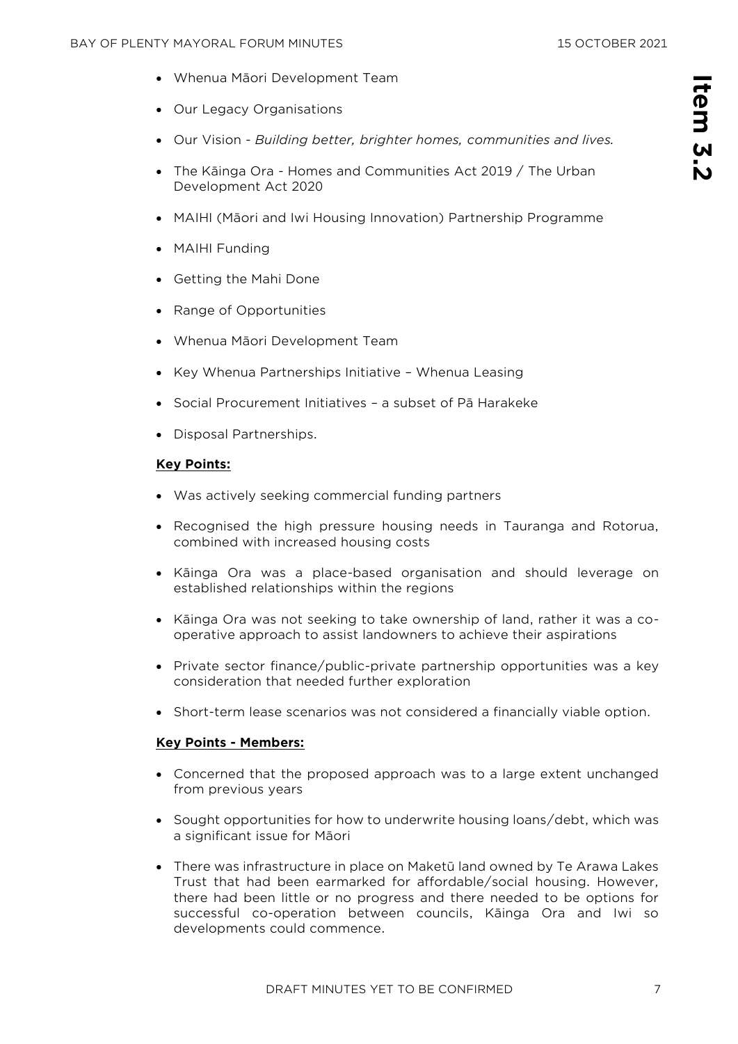- Whenua Māori Development Team
- Our Legacy Organisations
- Our Vision - *Building better, brighter homes, communities and lives.*
- The Kāinga Ora - Homes and Communities Act 2019 / The Urban Development Act 2020
- MAIHI (Māori and Iwi Housing Innovation) Partnership Programme
- MAIHI Funding
- Getting the Mahi Done
- Range of Opportunities
- Whenua Māori Development Team
- Key Whenua Partnerships Initiative – Whenua Leasing
- Social Procurement Initiatives – a subset of Pā Harakeke
- Disposal Partnerships.

**Key Points:**

- Was actively seeking commercial funding partners
- Recognised the high pressure housing needs in Tauranga and Rotorua, combined with increased housing costs
- Kāinga Ora was a place-based organisation and should leverage on established relationships within the regions
- Kāinga Ora was not seeking to take ownership of land, rather it was a co-operative approach to assist landowners to achieve their aspirations
- Private sector finance/public-private partnership opportunities was a key consideration that needed further exploration
- Short-term lease scenarios was not considered a financially viable option.

**Key Points - Members:**

- Concerned that the proposed approach was to a large extent unchanged from previous years
- Sought opportunities for how to underwrite housing loans/debt, which was a significant issue for Māori
- There was infrastructure in place on Maketū land owned by Te Arawa Lakes Trust that had been earmarked for affordable/social housing. However, there had been little or no progress and there needed to be options for successful co-operation between councils, Kāinga Ora and Iwi so developments could commence.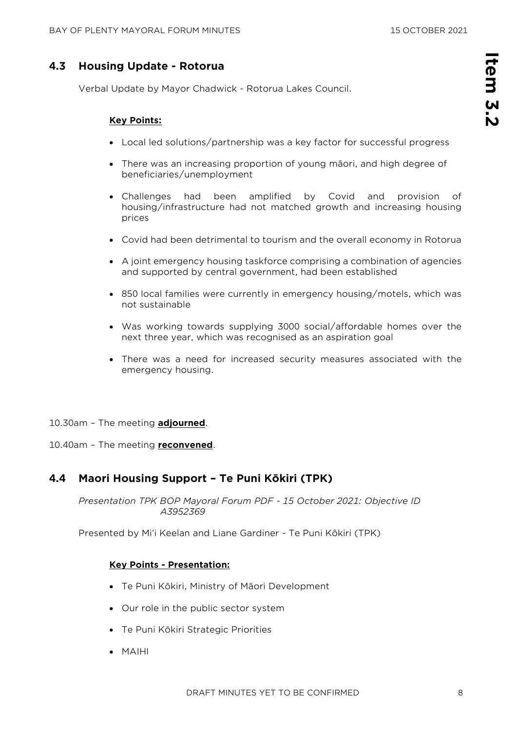## 4.3 Housing Update - Rotorua

Verbal Update by Mayor Chadwick - Rotorua Lakes Council.

**Key Points:**

- Local led solutions/partnership was a key factor for successful progress
- There was an increasing proportion of young māori, and high degree of beneficiaries/unemployment
- Challenges had been amplified by Covid and provision of housing/infrastructure had not matched growth and increasing housing prices
- Covid had been detrimental to tourism and the overall economy in Rotorua
- A joint emergency housing taskforce comprising a combination of agencies and supported by central government, had been established
- 850 local families were currently in emergency housing/motels, which was not sustainable
- Was working towards supplying 3000 social/affordable homes over the next three year, which was recognised as an aspiration goal
- There was a need for increased security measures associated with the emergency housing.

10.30am – The meeting **adjourned**.

10.40am – The meeting **reconvened**.

## 4.4 Maori Housing Support – Te Puni Kōkiri (TPK)

*Presentation TPK BOP Mayoral Forum PDF - 15 October 2021: Objective ID A3952369*

Presented by Mi'i Keelan and Liane Gardiner - Te Puni Kōkiri (TPK)

**Key Points - Presentation:**

- Te Puni Kōkiri, Ministry of Māori Development
- Our role in the public sector system
- Te Puni Kōkiri Strategic Priorities
- MAIHI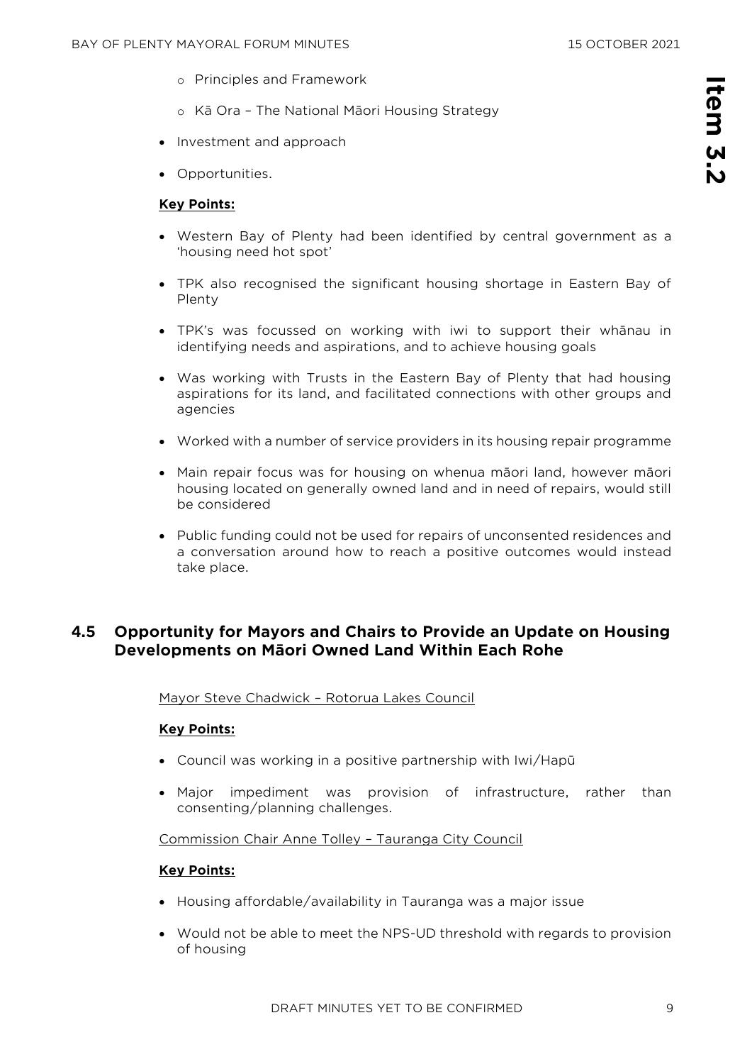- Principles and Framework
  - Kā Ora – The National Māori Housing Strategy
- Investment and approach
- Opportunities.

**Key Points:**

- Western Bay of Plenty had been identified by central government as a 'housing need hot spot'
- TPK also recognised the significant housing shortage in Eastern Bay of Plenty
- TPK's was focussed on working with iwi to support their whānau in identifying needs and aspirations, and to achieve housing goals
- Was working with Trusts in the Eastern Bay of Plenty that had housing aspirations for its land, and facilitated connections with other groups and agencies
- Worked with a number of service providers in its housing repair programme
- Main repair focus was for housing on whenua māori land, however māori housing located on generally owned land and in need of repairs, would still be considered
- Public funding could not be used for repairs of unconsented residences and a conversation around how to reach a positive outcomes would instead take place.

## 4.5 Opportunity for Mayors and Chairs to Provide an Update on Housing Developments on Māori Owned Land Within Each Rohe

Mayor Steve Chadwick – Rotorua Lakes Council

**Key Points:**

- Council was working in a positive partnership with Iwi/Hapū
- Major impediment was provision of infrastructure, rather than consenting/planning challenges.

Commission Chair Anne Tolley – Tauranga City Council

**Key Points:**

- Housing affordable/availability in Tauranga was a major issue
- Would not be able to meet the NPS-UD threshold with regards to provision of housing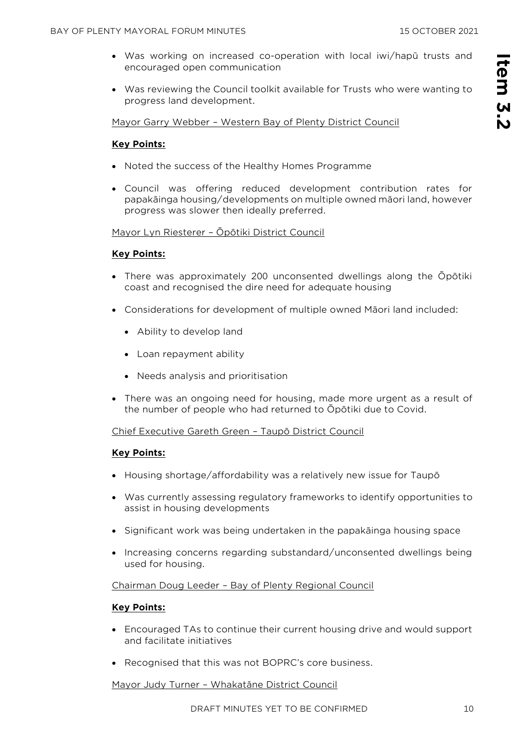- Was working on increased co-operation with local iwi/hapū trusts and encouraged open communication
- Was reviewing the Council toolkit available for Trusts who were wanting to progress land development.

Mayor Garry Webber – Western Bay of Plenty District Council

**Key Points:**

- Noted the success of the Healthy Homes Programme
- Council was offering reduced development contribution rates for papakāinga housing/developments on multiple owned māori land, however progress was slower then ideally preferred.

Mayor Lyn Riesterer – Ōpōtiki District Council

**Key Points:**

- There was approximately 200 unconsented dwellings along the Ōpōtiki coast and recognised the dire need for adequate housing
- Considerations for development of multiple owned Māori land included:
  - Ability to develop land
  - Loan repayment ability
  - Needs analysis and prioritisation
- There was an ongoing need for housing, made more urgent as a result of the number of people who had returned to Ōpōtiki due to Covid.

Chief Executive Gareth Green – Taupō District Council

**Key Points:**

- Housing shortage/affordability was a relatively new issue for Taupō
- Was currently assessing regulatory frameworks to identify opportunities to assist in housing developments
- Significant work was being undertaken in the papakāinga housing space
- Increasing concerns regarding substandard/unconsented dwellings being used for housing.

Chairman Doug Leeder – Bay of Plenty Regional Council

**Key Points:**

- Encouraged TAs to continue their current housing drive and would support and facilitate initiatives
- Recognised that this was not BOPRC's core business.

Mayor Judy Turner – Whakatāne District Council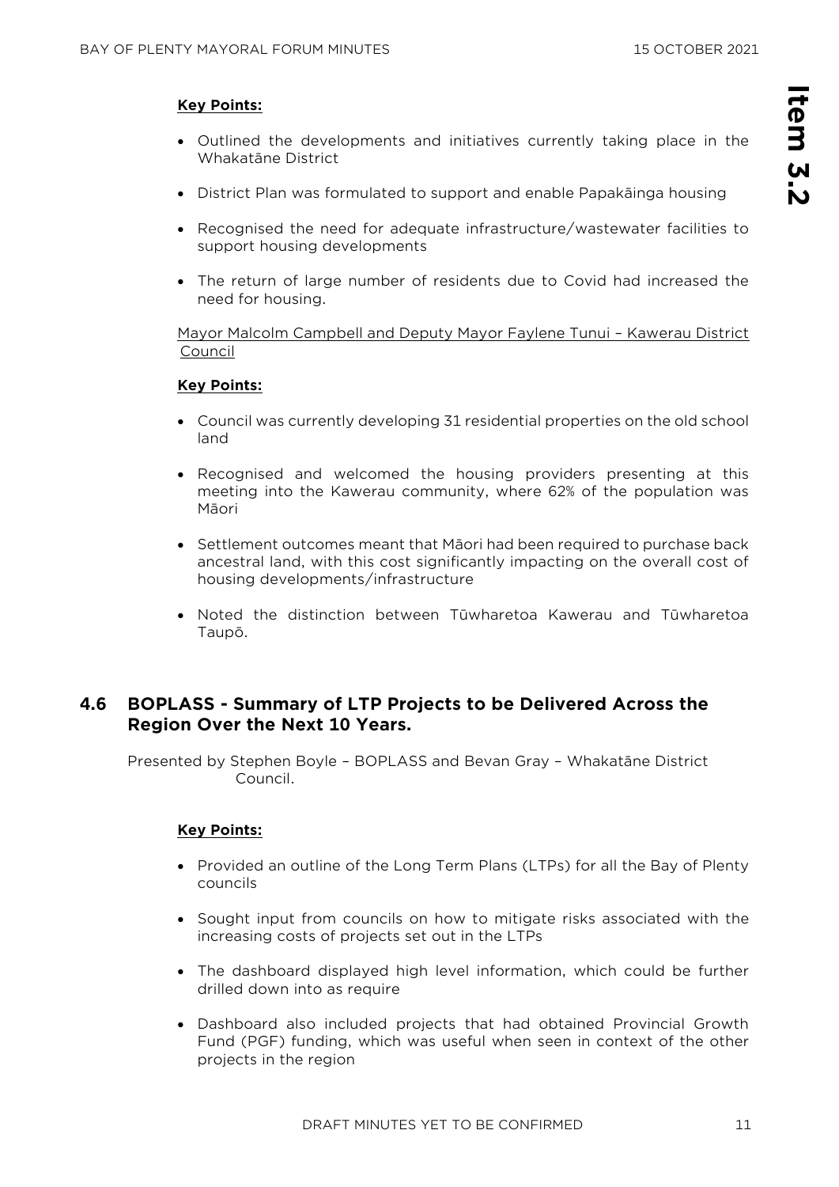**Key Points:**

- Outlined the developments and initiatives currently taking place in the Whakatāne District
- District Plan was formulated to support and enable Papakāinga housing
- Recognised the need for adequate infrastructure/wastewater facilities to support housing developments
- The return of large number of residents due to Covid had increased the need for housing.

Mayor Malcolm Campbell and Deputy Mayor Faylene Tunui – Kawerau District Council

**Key Points:**

- Council was currently developing 31 residential properties on the old school land
- Recognised and welcomed the housing providers presenting at this meeting into the Kawerau community, where 62% of the population was Māori
- Settlement outcomes meant that Māori had been required to purchase back ancestral land, with this cost significantly impacting on the overall cost of housing developments/infrastructure
- Noted the distinction between Tūwharetoa Kawerau and Tūwharetoa Taupō.

## 4.6 BOPLASS - Summary of LTP Projects to be Delivered Across the Region Over the Next 10 Years.

Presented by Stephen Boyle – BOPLASS and Bevan Gray – Whakatāne District Council.

**Key Points:**

- Provided an outline of the Long Term Plans (LTPs) for all the Bay of Plenty councils
- Sought input from councils on how to mitigate risks associated with the increasing costs of projects set out in the LTPs
- The dashboard displayed high level information, which could be further drilled down into as require
- Dashboard also included projects that had obtained Provincial Growth Fund (PGF) funding, which was useful when seen in context of the other projects in the region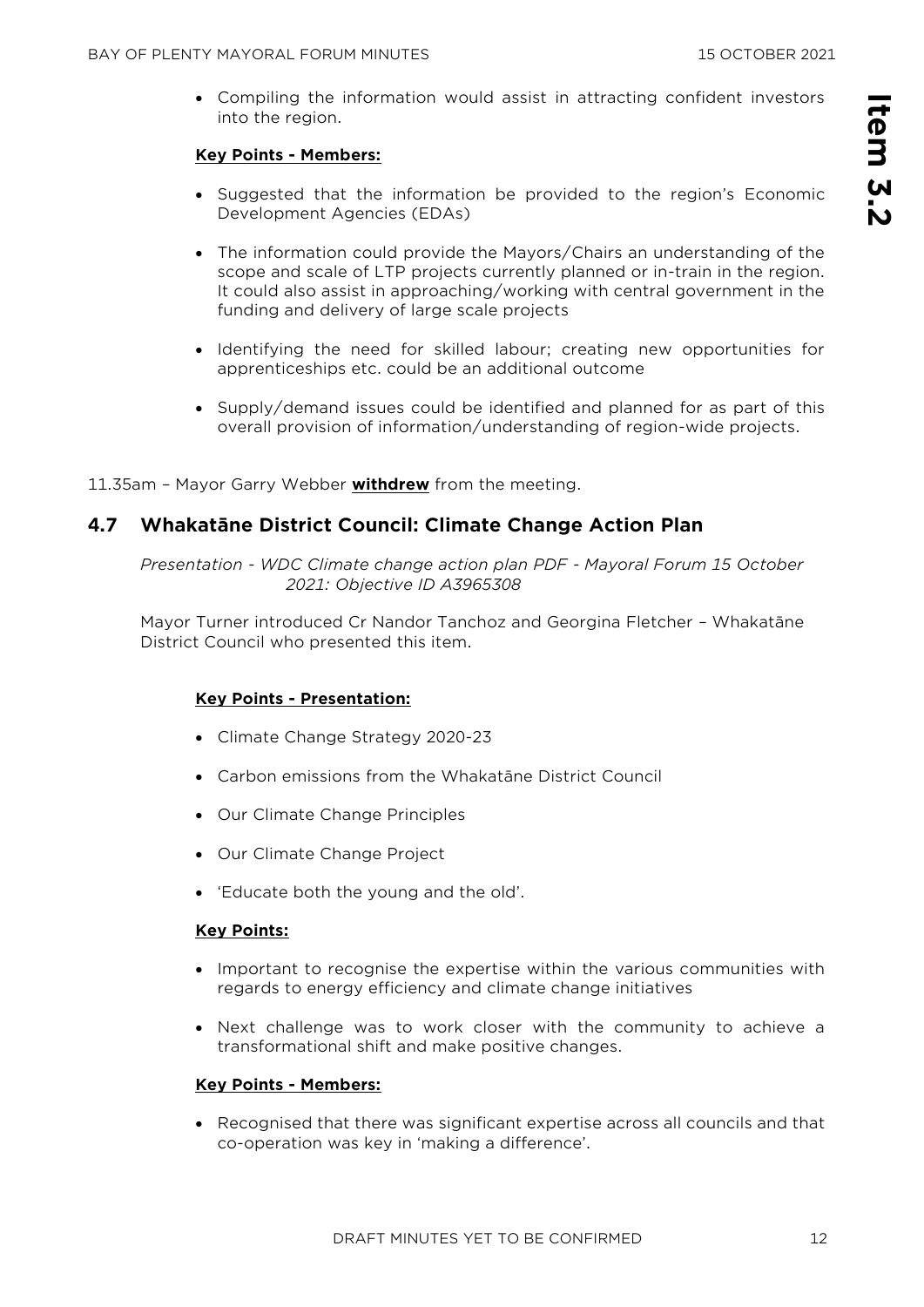- Compiling the information would assist in attracting confident investors into the region.

**Key Points - Members:**

- Suggested that the information be provided to the region's Economic Development Agencies (EDAs)
- The information could provide the Mayors/Chairs an understanding of the scope and scale of LTP projects currently planned or in-train in the region. It could also assist in approaching/working with central government in the funding and delivery of large scale projects
- Identifying the need for skilled labour; creating new opportunities for apprenticeships etc. could be an additional outcome
- Supply/demand issues could be identified and planned for as part of this overall provision of information/understanding of region-wide projects.

11.35am – Mayor Garry Webber **withdrew** from the meeting.

## 4.7 Whakatāne District Council: Climate Change Action Plan

*Presentation - WDC Climate change action plan PDF - Mayoral Forum 15 October 2021: Objective ID A3965308*

Mayor Turner introduced Cr Nandor Tanchoz and Georgina Fletcher – Whakatāne District Council who presented this item.

**Key Points - Presentation:**

- Climate Change Strategy 2020-23
- Carbon emissions from the Whakatāne District Council
- Our Climate Change Principles
- Our Climate Change Project
- 'Educate both the young and the old'.

**Key Points:**

- Important to recognise the expertise within the various communities with regards to energy efficiency and climate change initiatives
- Next challenge was to work closer with the community to achieve a transformational shift and make positive changes.

**Key Points - Members:**

- Recognised that there was significant expertise across all councils and that co-operation was key in 'making a difference'.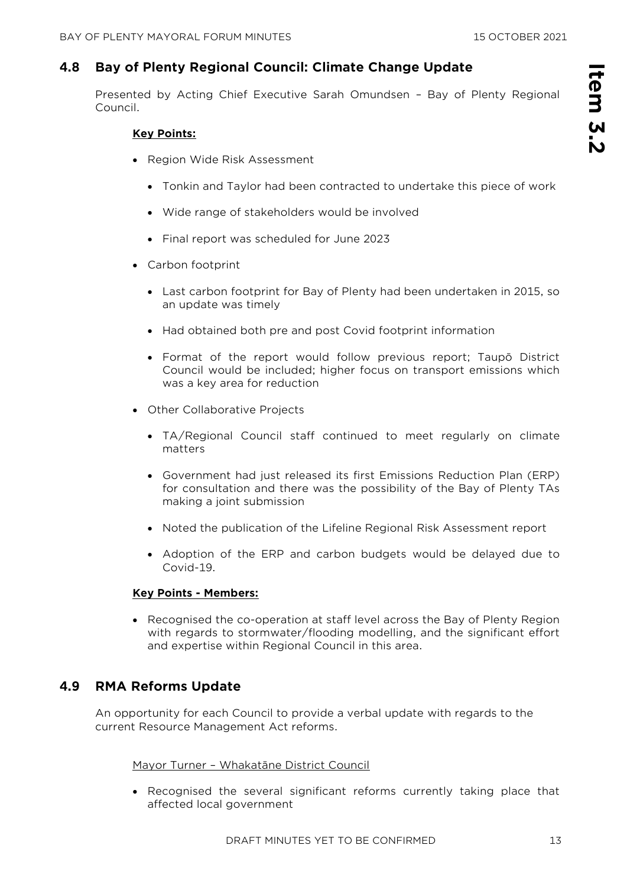## 4.8 Bay of Plenty Regional Council: Climate Change Update

Presented by Acting Chief Executive Sarah Omundsen – Bay of Plenty Regional Council.

**Key Points:**

- Region Wide Risk Assessment
  - Tonkin and Taylor had been contracted to undertake this piece of work
  - Wide range of stakeholders would be involved
  - Final report was scheduled for June 2023
- Carbon footprint
  - Last carbon footprint for Bay of Plenty had been undertaken in 2015, so an update was timely
  - Had obtained both pre and post Covid footprint information
  - Format of the report would follow previous report; Taupō District Council would be included; higher focus on transport emissions which was a key area for reduction
- Other Collaborative Projects
  - TA/Regional Council staff continued to meet regularly on climate matters
  - Government had just released its first Emissions Reduction Plan (ERP) for consultation and there was the possibility of the Bay of Plenty TAs making a joint submission
  - Noted the publication of the Lifeline Regional Risk Assessment report
  - Adoption of the ERP and carbon budgets would be delayed due to Covid-19.

**Key Points - Members:**

- Recognised the co-operation at staff level across the Bay of Plenty Region with regards to stormwater/flooding modelling, and the significant effort and expertise within Regional Council in this area.

## 4.9 RMA Reforms Update

An opportunity for each Council to provide a verbal update with regards to the current Resource Management Act reforms.

Mayor Turner – Whakatāne District Council

- Recognised the several significant reforms currently taking place that affected local government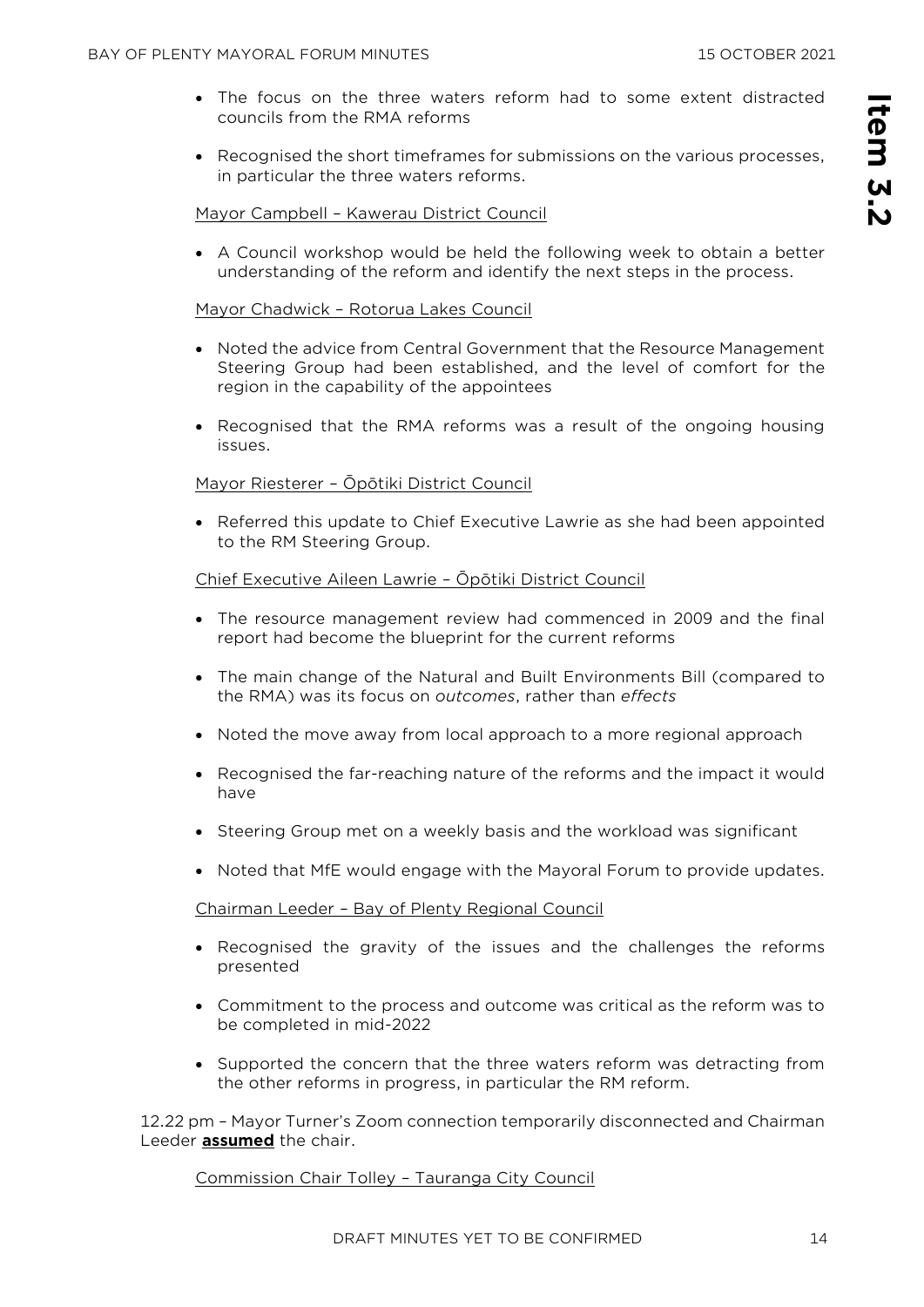- The focus on the three waters reform had to some extent distracted councils from the RMA reforms
- Recognised the short timeframes for submissions on the various processes, in particular the three waters reforms.

<u>Mayor Campbell – Kawerau District Council</u>

- A Council workshop would be held the following week to obtain a better understanding of the reform and identify the next steps in the process.

<u>Mayor Chadwick – Rotorua Lakes Council</u>

- Noted the advice from Central Government that the Resource Management Steering Group had been established, and the level of comfort for the region in the capability of the appointees
- Recognised that the RMA reforms was a result of the ongoing housing issues.

<u>Mayor Riesterer – Ōpōtiki District Council</u>

- Referred this update to Chief Executive Lawrie as she had been appointed to the RM Steering Group.

<u>Chief Executive Aileen Lawrie – Ōpōtiki District Council</u>

- The resource management review had commenced in 2009 and the final report had become the blueprint for the current reforms
- The main change of the Natural and Built Environments Bill (compared to the RMA) was its focus on *outcomes*, rather than *effects*
- Noted the move away from local approach to a more regional approach
- Recognised the far-reaching nature of the reforms and the impact it would have
- Steering Group met on a weekly basis and the workload was significant
- Noted that MfE would engage with the Mayoral Forum to provide updates.

<u>Chairman Leeder – Bay of Plenty Regional Council</u>

- Recognised the gravity of the issues and the challenges the reforms presented
- Commitment to the process and outcome was critical as the reform was to be completed in mid-2022
- Supported the concern that the three waters reform was detracting from the other reforms in progress, in particular the RM reform.

12.22 pm – Mayor Turner's Zoom connection temporarily disconnected and Chairman Leeder **<u>assumed</u>** the chair.

<u>Commission Chair Tolley – Tauranga City Council</u>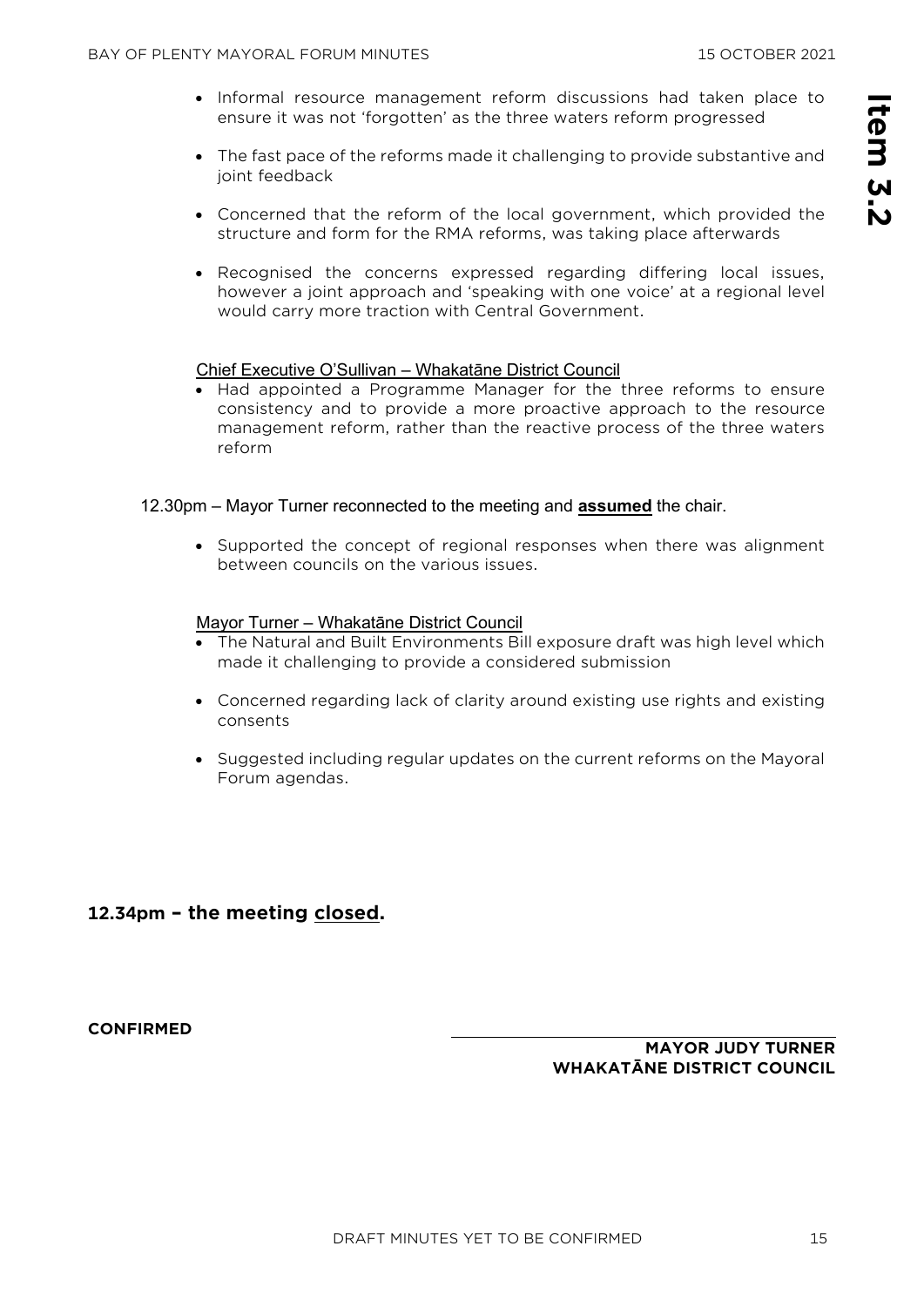- Informal resource management reform discussions had taken place to ensure it was not 'forgotten' as the three waters reform progressed

- The fast pace of the reforms made it challenging to provide substantive and joint feedback

- Concerned that the reform of the local government, which provided the structure and form for the RMA reforms, was taking place afterwards

- Recognised the concerns expressed regarding differing local issues, however a joint approach and 'speaking with one voice' at a regional level would carry more traction with Central Government.

Chief Executive O'Sullivan – Whakatāne District Council

- Had appointed a Programme Manager for the three reforms to ensure consistency and to provide a more proactive approach to the resource management reform, rather than the reactive process of the three waters reform

12.30pm – Mayor Turner reconnected to the meeting and **assumed** the chair.

- Supported the concept of regional responses when there was alignment between councils on the various issues.

Mayor Turner – Whakatāne District Council

- The Natural and Built Environments Bill exposure draft was high level which made it challenging to provide a considered submission

- Concerned regarding lack of clarity around existing use rights and existing consents

- Suggested including regular updates on the current reforms on the Mayoral Forum agendas.

**12.34pm – the meeting closed.**

**CONFIRMED**

**MAYOR JUDY TURNER**
**WHAKATĀNE DISTRICT COUNCIL**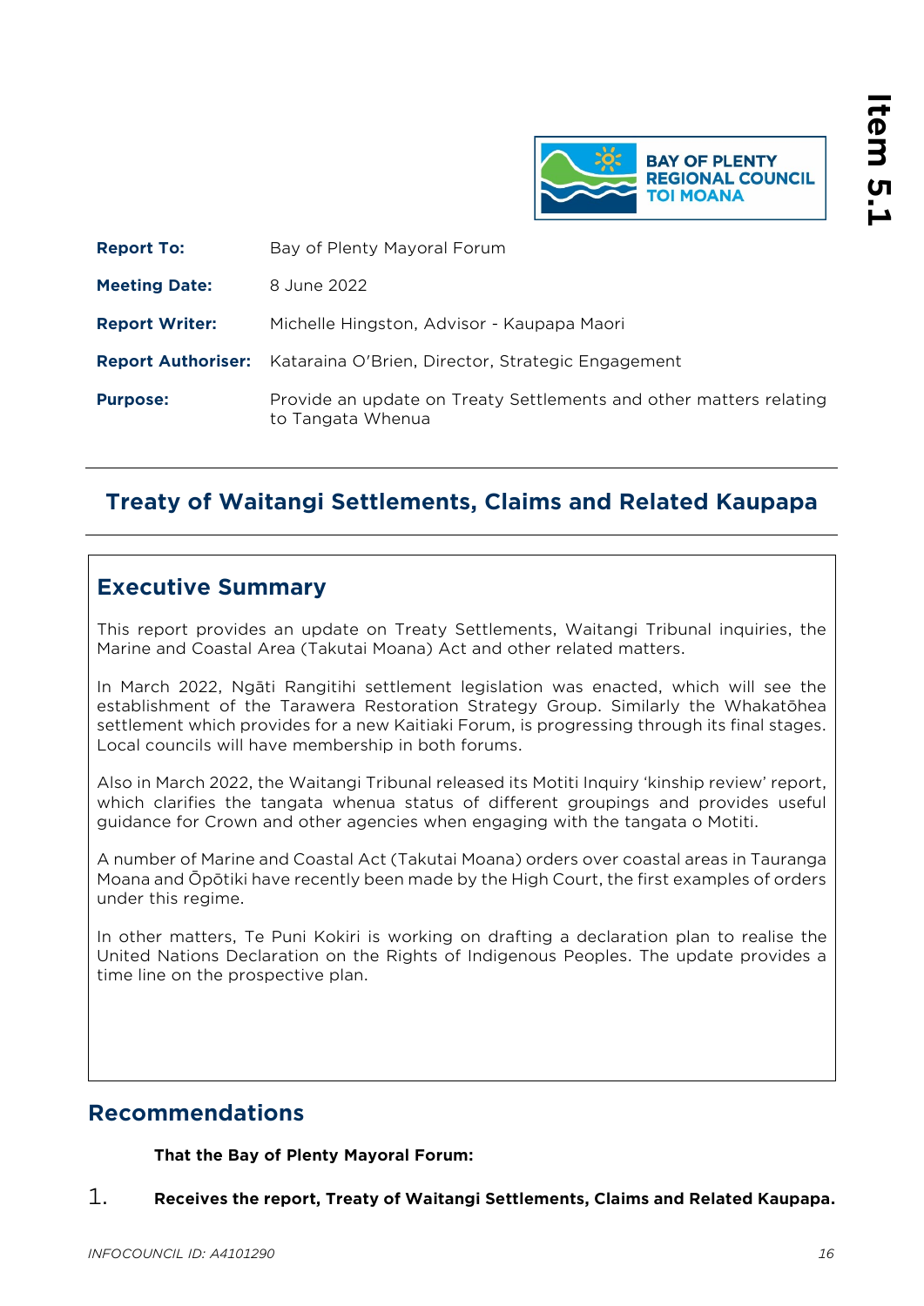| | |
|---|---|
| **Report To:** | Bay of Plenty Mayoral Forum |
| **Meeting Date:** | 8 June 2022 |
| **Report Writer:** | Michelle Hingston, Advisor - Kaupapa Maori |
| **Report Authoriser:** | Kataraina O'Brien, Director, Strategic Engagement |
| **Purpose:** | Provide an update on Treaty Settlements and other matters relating to Tangata Whenua |

# Treaty of Waitangi Settlements, Claims and Related Kaupapa

## Executive Summary

This report provides an update on Treaty Settlements, Waitangi Tribunal inquiries, the Marine and Coastal Area (Takutai Moana) Act and other related matters.

In March 2022, Ngāti Rangitihi settlement legislation was enacted, which will see the establishment of the Tarawera Restoration Strategy Group. Similarly the Whakatōhea settlement which provides for a new Kaitiaki Forum, is progressing through its final stages. Local councils will have membership in both forums.

Also in March 2022, the Waitangi Tribunal released its Motiti Inquiry 'kinship review' report, which clarifies the tangata whenua status of different groupings and provides useful guidance for Crown and other agencies when engaging with the tangata o Motiti.

A number of Marine and Coastal Act (Takutai Moana) orders over coastal areas in Tauranga Moana and Ōpōtiki have recently been made by the High Court, the first examples of orders under this regime.

In other matters, Te Puni Kokiri is working on drafting a declaration plan to realise the United Nations Declaration on the Rights of Indigenous Peoples. The update provides a time line on the prospective plan.

## Recommendations

**That the Bay of Plenty Mayoral Forum:**

1. **Receives the report, Treaty of Waitangi Settlements, Claims and Related Kaupapa.**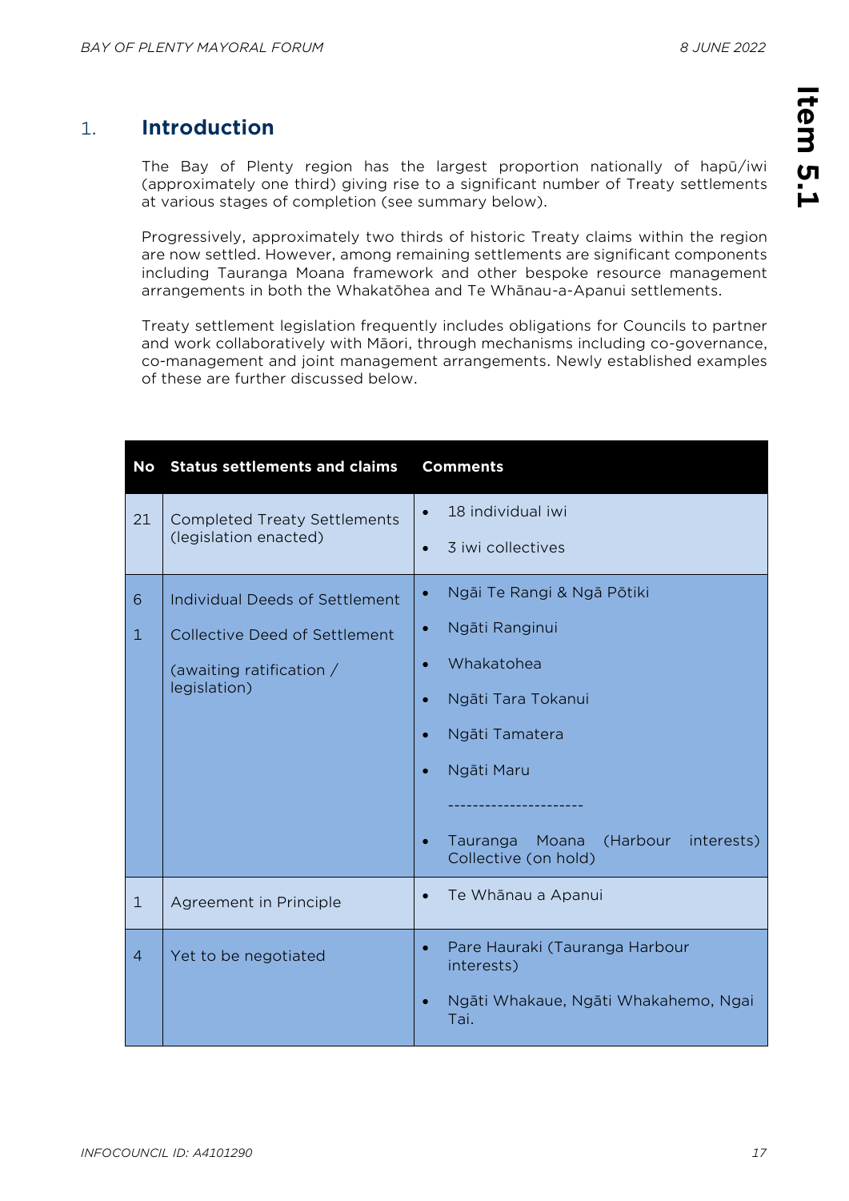## 1. Introduction

The Bay of Plenty region has the largest proportion nationally of hapū/iwi (approximately one third) giving rise to a significant number of Treaty settlements at various stages of completion (see summary below).

Progressively, approximately two thirds of historic Treaty claims within the region are now settled. However, among remaining settlements are significant components including Tauranga Moana framework and other bespoke resource management arrangements in both the Whakatōhea and Te Whānau-a-Apanui settlements.

Treaty settlement legislation frequently includes obligations for Councils to partner and work collaboratively with Māori, through mechanisms including co-governance, co-management and joint management arrangements. Newly established examples of these are further discussed below.

| No | Status settlements and claims | Comments |
|---|---|---|
| 21 | Completed Treaty Settlements (legislation enacted) | • 18 individual iwi<br>• 3 iwi collectives |
| 6<br>1 | Individual Deeds of Settlement<br>Collective Deed of Settlement<br>(awaiting ratification / legislation) | • Ngāi Te Rangi & Ngā Pōtiki<br>• Ngāti Ranginui<br>• Whakatohea<br>• Ngāti Tara Tokanui<br>• Ngāti Tamatera<br>• Ngāti Maru<br>----------------------<br>• Tauranga Moana (Harbour interests) Collective (on hold) |
| 1 | Agreement in Principle | • Te Whānau a Apanui |
| 4 | Yet to be negotiated | • Pare Hauraki (Tauranga Harbour interests)<br>• Ngāti Whakaue, Ngāti Whakahemo, Ngai Tai. |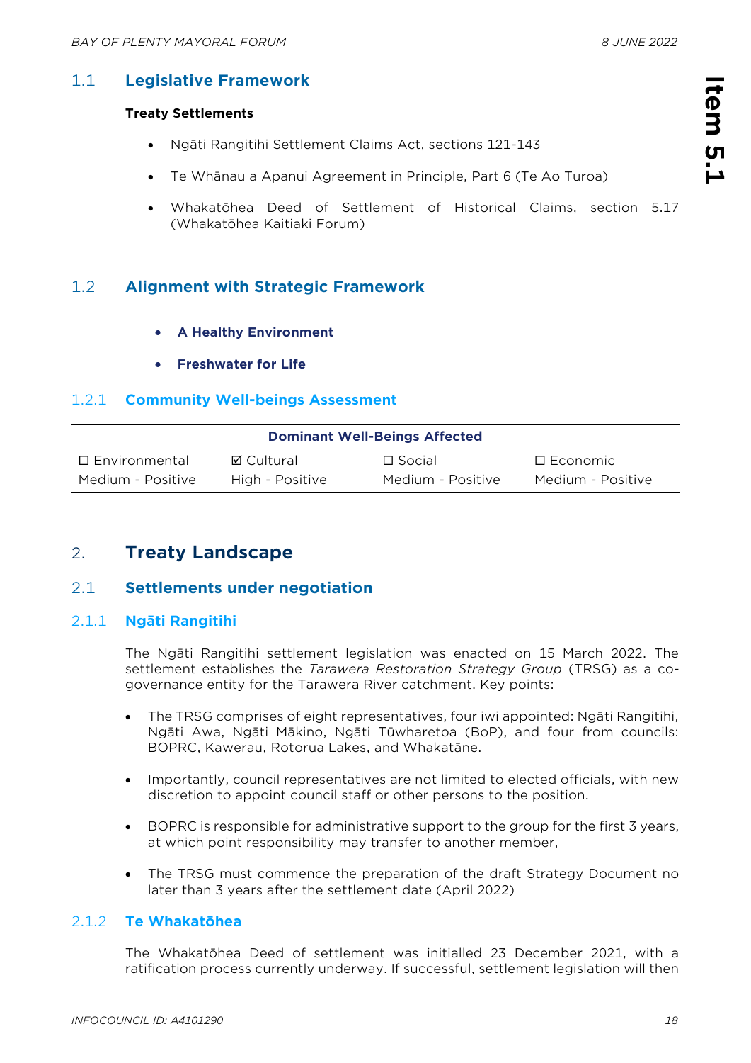## 1.1 Legislative Framework

**Treaty Settlements**

- Ngāti Rangitihi Settlement Claims Act, sections 121-143
- Te Whānau a Apanui Agreement in Principle, Part 6 (Te Ao Turoa)
- Whakatōhea Deed of Settlement of Historical Claims, section 5.17 (Whakatōhea Kaitiaki Forum)

## 1.2 Alignment with Strategic Framework

- **A Healthy Environment**
- **Freshwater for Life**

### 1.2.1 Community Well-beings Assessment

| Dominant Well-Beings Affected | | | |
|---|---|---|---|
| ☐ Environmental | ☑ Cultural | ☐ Social | ☐ Economic |
| Medium - Positive | High - Positive | Medium - Positive | Medium - Positive |

# 2. Treaty Landscape

## 2.1 Settlements under negotiation

### 2.1.1 Ngāti Rangitihi

The Ngāti Rangitihi settlement legislation was enacted on 15 March 2022. The settlement establishes the *Tarawera Restoration Strategy Group* (TRSG) as a co-governance entity for the Tarawera River catchment. Key points:

- The TRSG comprises of eight representatives, four iwi appointed: Ngāti Rangitihi, Ngāti Awa, Ngāti Mākino, Ngāti Tūwharetoa (BoP), and four from councils: BOPRC, Kawerau, Rotorua Lakes, and Whakatāne.
- Importantly, council representatives are not limited to elected officials, with new discretion to appoint council staff or other persons to the position.
- BOPRC is responsible for administrative support to the group for the first 3 years, at which point responsibility may transfer to another member,
- The TRSG must commence the preparation of the draft Strategy Document no later than 3 years after the settlement date (April 2022)

### 2.1.2 Te Whakatōhea

The Whakatōhea Deed of settlement was initialled 23 December 2021, with a ratification process currently underway. If successful, settlement legislation will then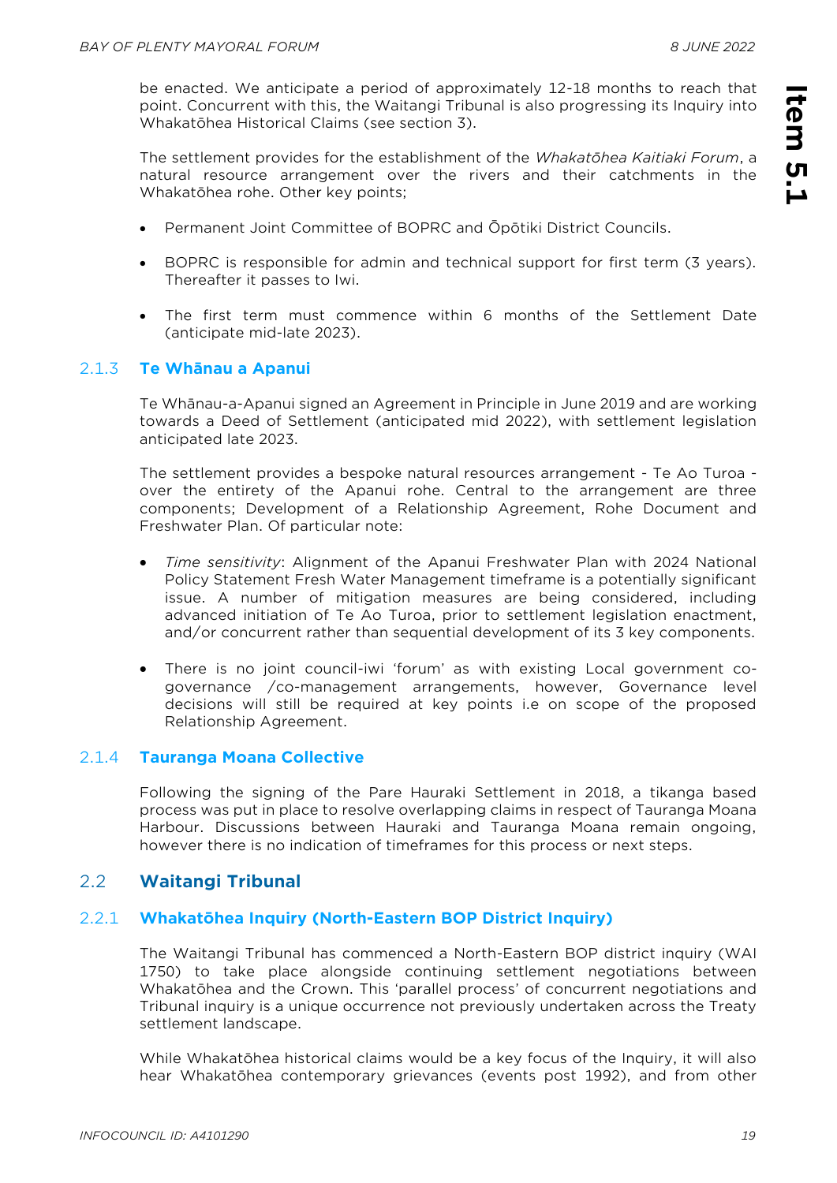be enacted. We anticipate a period of approximately 12-18 months to reach that point. Concurrent with this, the Waitangi Tribunal is also progressing its Inquiry into Whakatōhea Historical Claims (see section 3).

The settlement provides for the establishment of the *Whakatōhea Kaitiaki Forum*, a natural resource arrangement over the rivers and their catchments in the Whakatōhea rohe. Other key points;

- Permanent Joint Committee of BOPRC and Ōpōtiki District Councils.
- BOPRC is responsible for admin and technical support for first term (3 years). Thereafter it passes to Iwi.
- The first term must commence within 6 months of the Settlement Date (anticipate mid-late 2023).

#### 2.1.3 Te Whānau a Apanui

Te Whānau-a-Apanui signed an Agreement in Principle in June 2019 and are working towards a Deed of Settlement (anticipated mid 2022), with settlement legislation anticipated late 2023.

The settlement provides a bespoke natural resources arrangement - Te Ao Turoa - over the entirety of the Apanui rohe. Central to the arrangement are three components; Development of a Relationship Agreement, Rohe Document and Freshwater Plan. Of particular note:

- *Time sensitivity*: Alignment of the Apanui Freshwater Plan with 2024 National Policy Statement Fresh Water Management timeframe is a potentially significant issue. A number of mitigation measures are being considered, including advanced initiation of Te Ao Turoa, prior to settlement legislation enactment, and/or concurrent rather than sequential development of its 3 key components.
- There is no joint council-iwi 'forum' as with existing Local government co-governance /co-management arrangements, however, Governance level decisions will still be required at key points i.e on scope of the proposed Relationship Agreement.

#### 2.1.4 Tauranga Moana Collective

Following the signing of the Pare Hauraki Settlement in 2018, a tikanga based process was put in place to resolve overlapping claims in respect of Tauranga Moana Harbour. Discussions between Hauraki and Tauranga Moana remain ongoing, however there is no indication of timeframes for this process or next steps.

### 2.2 Waitangi Tribunal

#### 2.2.1 Whakatōhea Inquiry (North-Eastern BOP District Inquiry)

The Waitangi Tribunal has commenced a North-Eastern BOP district inquiry (WAI 1750) to take place alongside continuing settlement negotiations between Whakatōhea and the Crown. This 'parallel process' of concurrent negotiations and Tribunal inquiry is a unique occurrence not previously undertaken across the Treaty settlement landscape.

While Whakatōhea historical claims would be a key focus of the Inquiry, it will also hear Whakatōhea contemporary grievances (events post 1992), and from other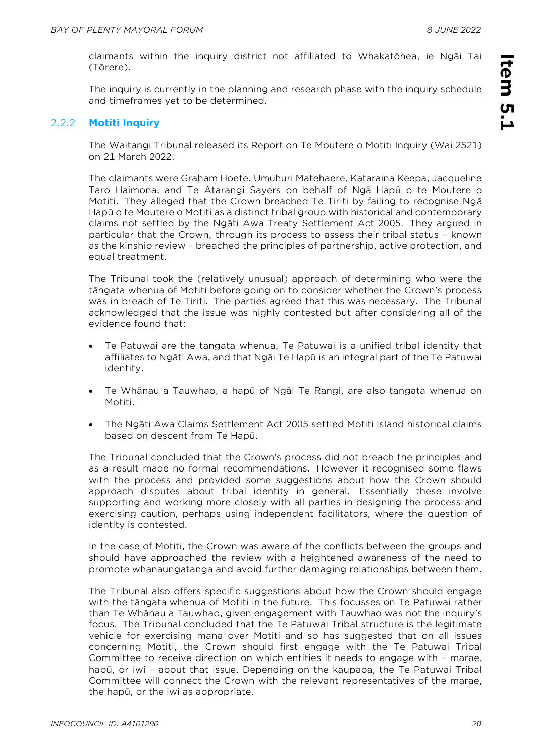claimants within the inquiry district not affiliated to Whakatōhea, ie Ngāi Tai (Tōrere).

The inquiry is currently in the planning and research phase with the inquiry schedule and timeframes yet to be determined.

### 2.2.2 Motiti Inquiry

The Waitangi Tribunal released its Report on Te Moutere o Motiti Inquiry (Wai 2521) on 21 March 2022.

The claimants were Graham Hoete, Umuhuri Matehaere, Kataraina Keepa, Jacqueline Taro Haimona, and Te Atarangi Sayers on behalf of Ngā Hapū o te Moutere o Motiti. They alleged that the Crown breached Te Tiriti by failing to recognise Ngā Hapū o te Moutere o Motiti as a distinct tribal group with historical and contemporary claims not settled by the Ngāti Awa Treaty Settlement Act 2005. They argued in particular that the Crown, through its process to assess their tribal status – known as the kinship review – breached the principles of partnership, active protection, and equal treatment.

The Tribunal took the (relatively unusual) approach of determining who were the tāngata whenua of Motiti before going on to consider whether the Crown's process was in breach of Te Tiriti. The parties agreed that this was necessary. The Tribunal acknowledged that the issue was highly contested but after considering all of the evidence found that:

- Te Patuwai are the tangata whenua, Te Patuwai is a unified tribal identity that affiliates to Ngāti Awa, and that Ngāi Te Hapū is an integral part of the Te Patuwai identity.
- Te Whānau a Tauwhao, a hapū of Ngāi Te Rangi, are also tangata whenua on Motiti.
- The Ngāti Awa Claims Settlement Act 2005 settled Motiti Island historical claims based on descent from Te Hapū.

The Tribunal concluded that the Crown's process did not breach the principles and as a result made no formal recommendations. However it recognised some flaws with the process and provided some suggestions about how the Crown should approach disputes about tribal identity in general. Essentially these involve supporting and working more closely with all parties in designing the process and exercising caution, perhaps using independent facilitators, where the question of identity is contested.

In the case of Motiti, the Crown was aware of the conflicts between the groups and should have approached the review with a heightened awareness of the need to promote whanaungatanga and avoid further damaging relationships between them.

The Tribunal also offers specific suggestions about how the Crown should engage with the tāngata whenua of Motiti in the future. This focusses on Te Patuwai rather than Te Whānau a Tauwhao, given engagement with Tauwhao was not the inquiry's focus. The Tribunal concluded that the Te Patuwai Tribal structure is the legitimate vehicle for exercising mana over Motiti and so has suggested that on all issues concerning Motiti, the Crown should first engage with the Te Patuwai Tribal Committee to receive direction on which entities it needs to engage with – marae, hapū, or iwi – about that issue. Depending on the kaupapa, the Te Patuwai Tribal Committee will connect the Crown with the relevant representatives of the marae, the hapū, or the iwi as appropriate.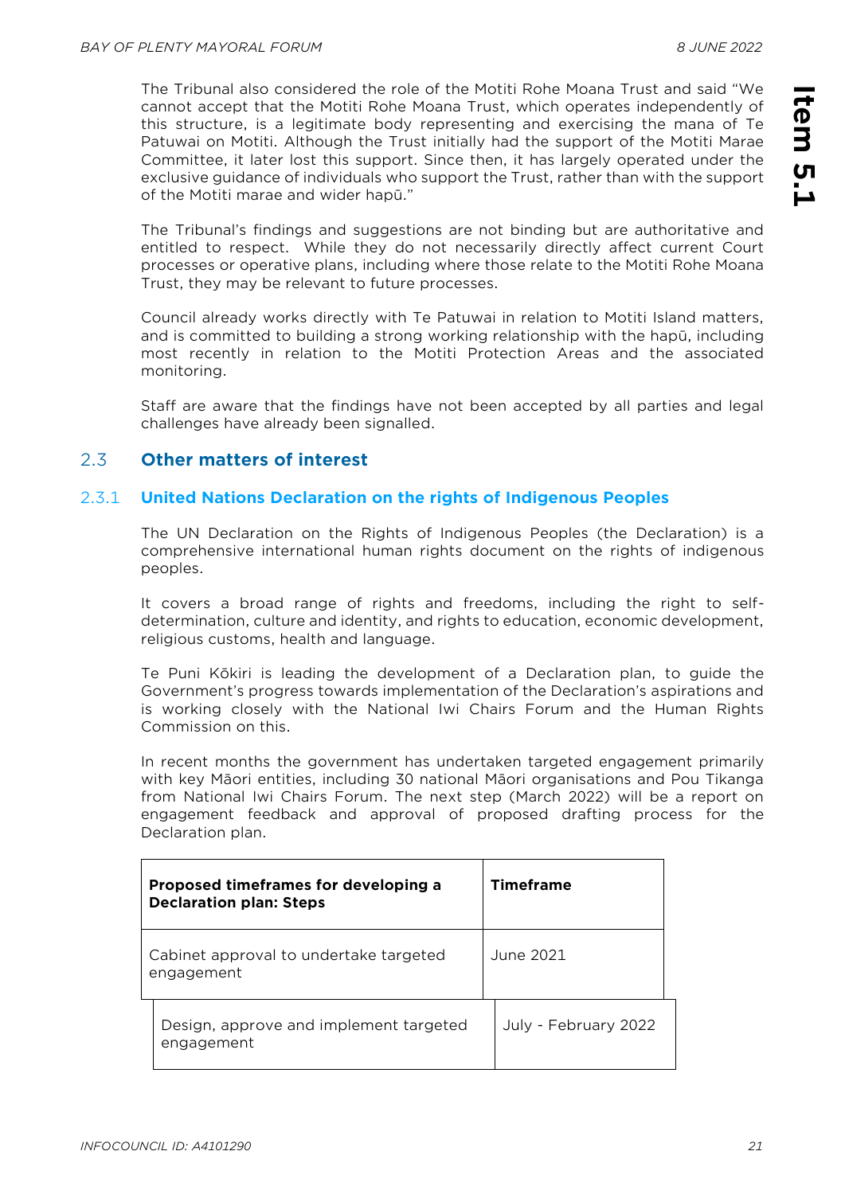The Tribunal also considered the role of the Motiti Rohe Moana Trust and said "We cannot accept that the Motiti Rohe Moana Trust, which operates independently of this structure, is a legitimate body representing and exercising the mana of Te Patuwai on Motiti. Although the Trust initially had the support of the Motiti Marae Committee, it later lost this support. Since then, it has largely operated under the exclusive guidance of individuals who support the Trust, rather than with the support of the Motiti marae and wider hapū."

The Tribunal's findings and suggestions are not binding but are authoritative and entitled to respect. While they do not necessarily directly affect current Court processes or operative plans, including where those relate to the Motiti Rohe Moana Trust, they may be relevant to future processes.

Council already works directly with Te Patuwai in relation to Motiti Island matters, and is committed to building a strong working relationship with the hapū, including most recently in relation to the Motiti Protection Areas and the associated monitoring.

Staff are aware that the findings have not been accepted by all parties and legal challenges have already been signalled.

## 2.3 Other matters of interest

### 2.3.1 United Nations Declaration on the rights of Indigenous Peoples

The UN Declaration on the Rights of Indigenous Peoples (the Declaration) is a comprehensive international human rights document on the rights of indigenous peoples.

It covers a broad range of rights and freedoms, including the right to self-determination, culture and identity, and rights to education, economic development, religious customs, health and language.

Te Puni Kōkiri is leading the development of a Declaration plan, to guide the Government's progress towards implementation of the Declaration's aspirations and is working closely with the National Iwi Chairs Forum and the Human Rights Commission on this.

In recent months the government has undertaken targeted engagement primarily with key Māori entities, including 30 national Māori organisations and Pou Tikanga from National Iwi Chairs Forum. The next step (March 2022) will be a report on engagement feedback and approval of proposed drafting process for the Declaration plan.

| Proposed timeframes for developing a Declaration plan: Steps | Timeframe |
|---|---|
| Cabinet approval to undertake targeted engagement | June 2021 |
| Design, approve and implement targeted engagement | July - February 2022 |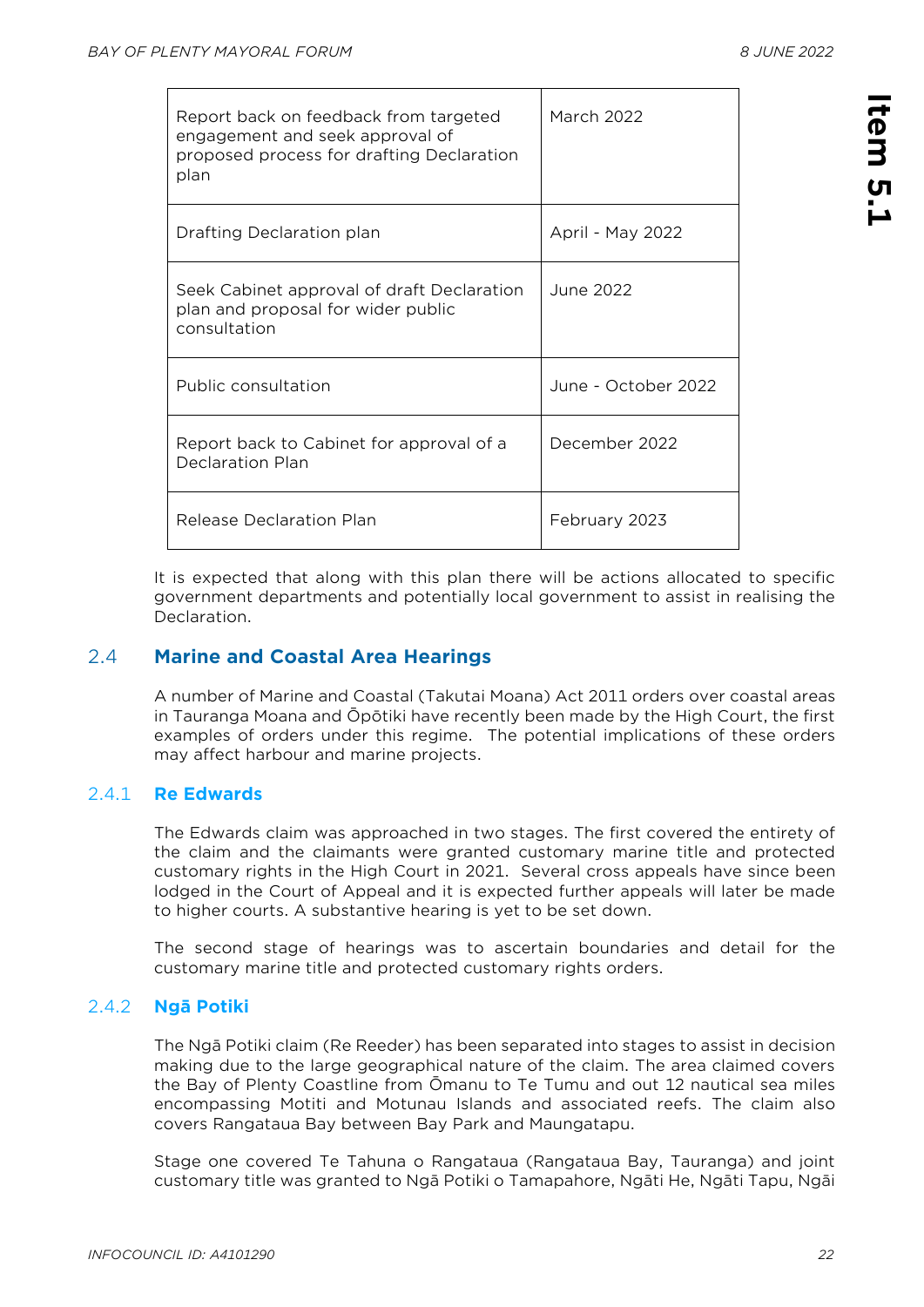| Report back on feedback from targeted engagement and seek approval of proposed process for drafting Declaration plan | March 2022 |
|---|---|
| Drafting Declaration plan | April - May 2022 |
| Seek Cabinet approval of draft Declaration plan and proposal for wider public consultation | June 2022 |
| Public consultation | June - October 2022 |
| Report back to Cabinet for approval of a Declaration Plan | December 2022 |
| Release Declaration Plan | February 2023 |

It is expected that along with this plan there will be actions allocated to specific government departments and potentially local government to assist in realising the Declaration.

## 2.4 Marine and Coastal Area Hearings

A number of Marine and Coastal (Takutai Moana) Act 2011 orders over coastal areas in Tauranga Moana and Ōpōtiki have recently been made by the High Court, the first examples of orders under this regime. The potential implications of these orders may affect harbour and marine projects.

### 2.4.1 Re Edwards

The Edwards claim was approached in two stages. The first covered the entirety of the claim and the claimants were granted customary marine title and protected customary rights in the High Court in 2021. Several cross appeals have since been lodged in the Court of Appeal and it is expected further appeals will later be made to higher courts. A substantive hearing is yet to be set down.

The second stage of hearings was to ascertain boundaries and detail for the customary marine title and protected customary rights orders.

### 2.4.2 Ngā Potiki

The Ngā Potiki claim (Re Reeder) has been separated into stages to assist in decision making due to the large geographical nature of the claim. The area claimed covers the Bay of Plenty Coastline from Ōmanu to Te Tumu and out 12 nautical sea miles encompassing Motiti and Motunau Islands and associated reefs. The claim also covers Rangataua Bay between Bay Park and Maungatapu.

Stage one covered Te Tahuna o Rangataua (Rangataua Bay, Tauranga) and joint customary title was granted to Ngā Potiki o Tamapahore, Ngāti He, Ngāti Tapu, Ngāi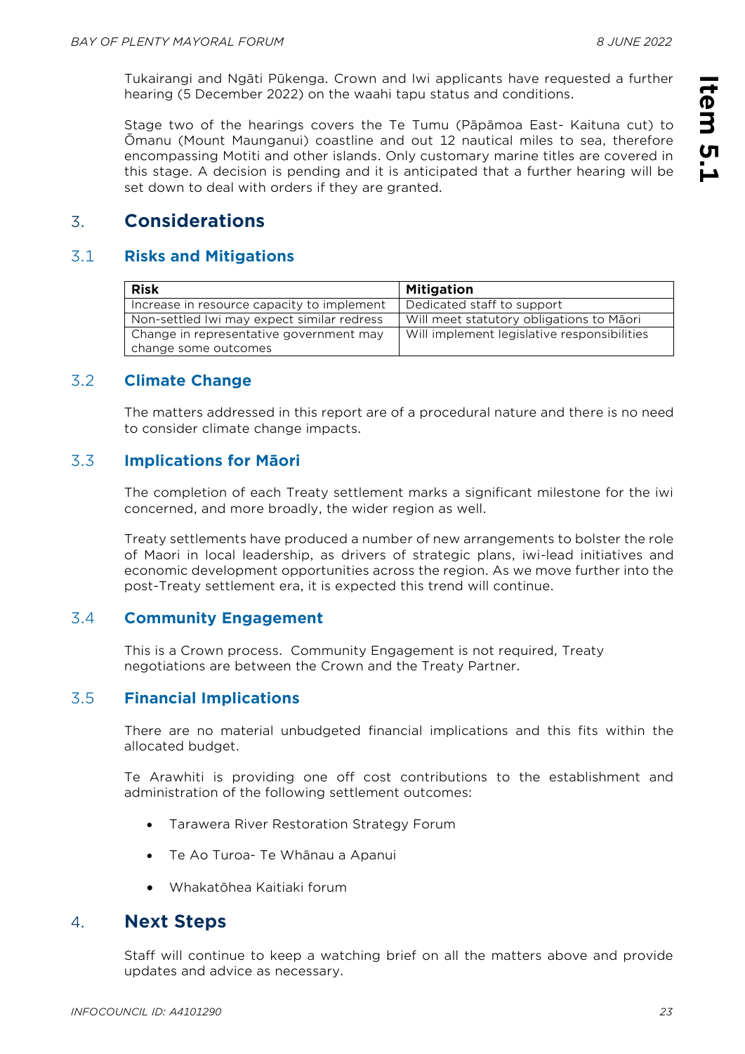Tukairangi and Ngāti Pūkenga. Crown and Iwi applicants have requested a further hearing (5 December 2022) on the waahi tapu status and conditions.

Stage two of the hearings covers the Te Tumu (Pāpāmoa East- Kaituna cut) to Ōmanu (Mount Maunganui) coastline and out 12 nautical miles to sea, therefore encompassing Motiti and other islands. Only customary marine titles are covered in this stage. A decision is pending and it is anticipated that a further hearing will be set down to deal with orders if they are granted.

## 3. Considerations

### 3.1 Risks and Mitigations

| Risk | Mitigation |
|---|---|
| Increase in resource capacity to implement | Dedicated staff to support |
| Non-settled Iwi may expect similar redress | Will meet statutory obligations to Māori |
| Change in representative government may change some outcomes | Will implement legislative responsibilities |

### 3.2 Climate Change

The matters addressed in this report are of a procedural nature and there is no need to consider climate change impacts.

### 3.3 Implications for Māori

The completion of each Treaty settlement marks a significant milestone for the iwi concerned, and more broadly, the wider region as well.

Treaty settlements have produced a number of new arrangements to bolster the role of Maori in local leadership, as drivers of strategic plans, iwi-lead initiatives and economic development opportunities across the region. As we move further into the post-Treaty settlement era, it is expected this trend will continue.

### 3.4 Community Engagement

This is a Crown process. Community Engagement is not required, Treaty negotiations are between the Crown and the Treaty Partner.

### 3.5 Financial Implications

There are no material unbudgeted financial implications and this fits within the allocated budget.

Te Arawhiti is providing one off cost contributions to the establishment and administration of the following settlement outcomes:

- Tarawera River Restoration Strategy Forum
- Te Ao Turoa- Te Whānau a Apanui
- Whakatōhea Kaitiaki forum

## 4. Next Steps

Staff will continue to keep a watching brief on all the matters above and provide updates and advice as necessary.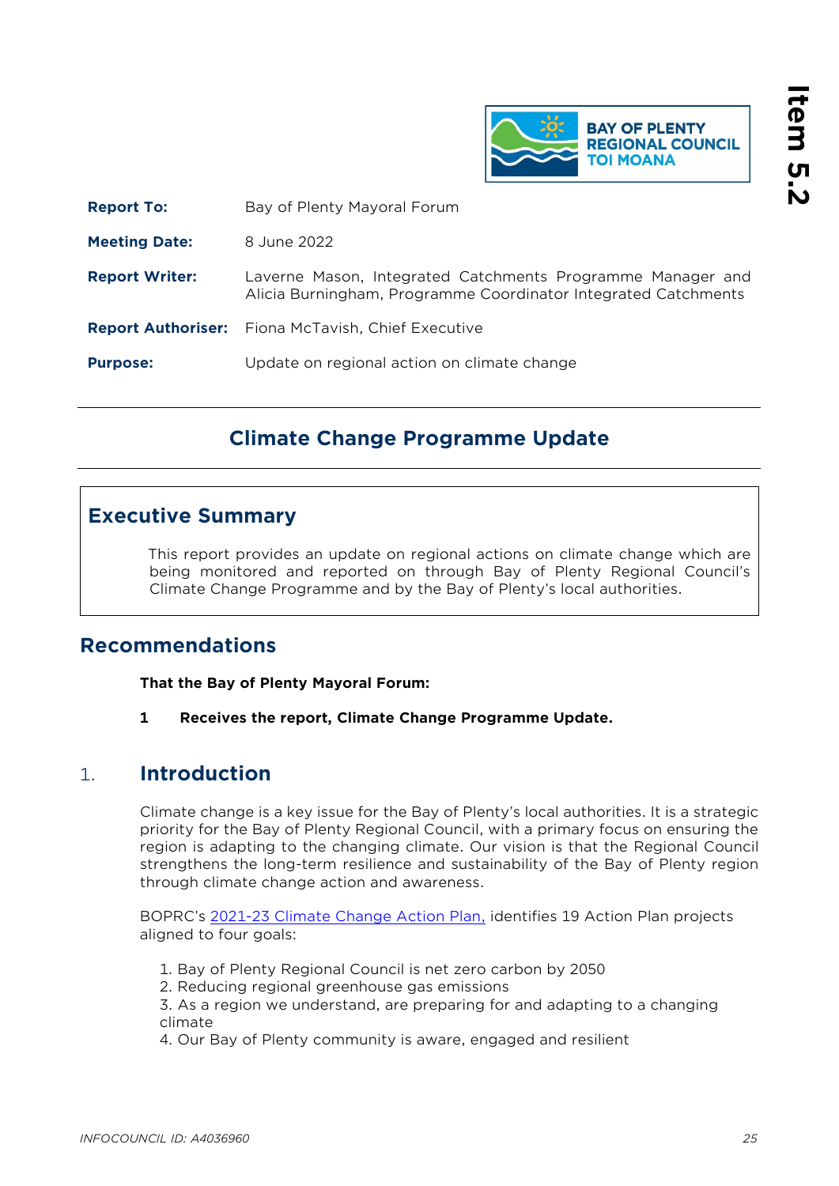| | |
|---|---|
| **Report To:** | Bay of Plenty Mayoral Forum |
| **Meeting Date:** | 8 June 2022 |
| **Report Writer:** | Laverne Mason, Integrated Catchments Programme Manager and Alicia Burningham, Programme Coordinator Integrated Catchments |
| **Report Authoriser:** | Fiona McTavish, Chief Executive |
| **Purpose:** | Update on regional action on climate change |

# Climate Change Programme Update

## Executive Summary

This report provides an update on regional actions on climate change which are being monitored and reported on through Bay of Plenty Regional Council's Climate Change Programme and by the Bay of Plenty's local authorities.

## Recommendations

**That the Bay of Plenty Mayoral Forum:**

**1 Receives the report, Climate Change Programme Update.**

## 1. Introduction

Climate change is a key issue for the Bay of Plenty's local authorities. It is a strategic priority for the Bay of Plenty Regional Council, with a primary focus on ensuring the region is adapting to the changing climate. Our vision is that the Regional Council strengthens the long-term resilience and sustainability of the Bay of Plenty region through climate change action and awareness.

BOPRC's 2021-23 Climate Change Action Plan, identifies 19 Action Plan projects aligned to four goals:

1. Bay of Plenty Regional Council is net zero carbon by 2050
2. Reducing regional greenhouse gas emissions
3. As a region we understand, are preparing for and adapting to a changing climate
4. Our Bay of Plenty community is aware, engaged and resilient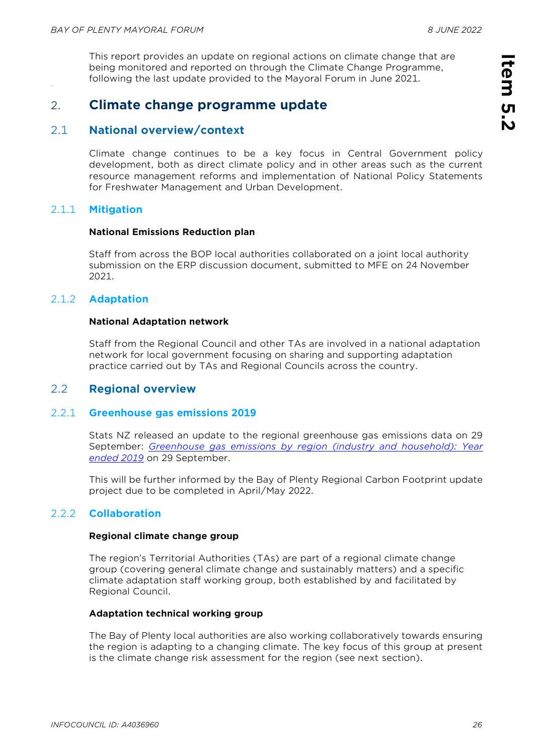This report provides an update on regional actions on climate change that are being monitored and reported on through the Climate Change Programme, following the last update provided to the Mayoral Forum in June 2021.

## 2. Climate change programme update

### 2.1 National overview/context

Climate change continues to be a key focus in Central Government policy development, both as direct climate policy and in other areas such as the current resource management reforms and implementation of National Policy Statements for Freshwater Management and Urban Development.

#### 2.1.1 Mitigation

**National Emissions Reduction plan**

Staff from across the BOP local authorities collaborated on a joint local authority submission on the ERP discussion document, submitted to MFE on 24 November 2021.

#### 2.1.2 Adaptation

**National Adaptation network**

Staff from the Regional Council and other TAs are involved in a national adaptation network for local government focusing on sharing and supporting adaptation practice carried out by TAs and Regional Councils across the country.

### 2.2 Regional overview

#### 2.2.1 Greenhouse gas emissions 2019

Stats NZ released an update to the regional greenhouse gas emissions data on 29 September: *Greenhouse gas emissions by region (industry and household): Year ended 2019* on 29 September.

This will be further informed by the Bay of Plenty Regional Carbon Footprint update project due to be completed in April/May 2022.

#### 2.2.2 Collaboration

**Regional climate change group**

The region's Territorial Authorities (TAs) are part of a regional climate change group (covering general climate change and sustainably matters) and a specific climate adaptation staff working group, both established by and facilitated by Regional Council.

**Adaptation technical working group**

The Bay of Plenty local authorities are also working collaboratively towards ensuring the region is adapting to a changing climate. The key focus of this group at present is the climate change risk assessment for the region (see next section).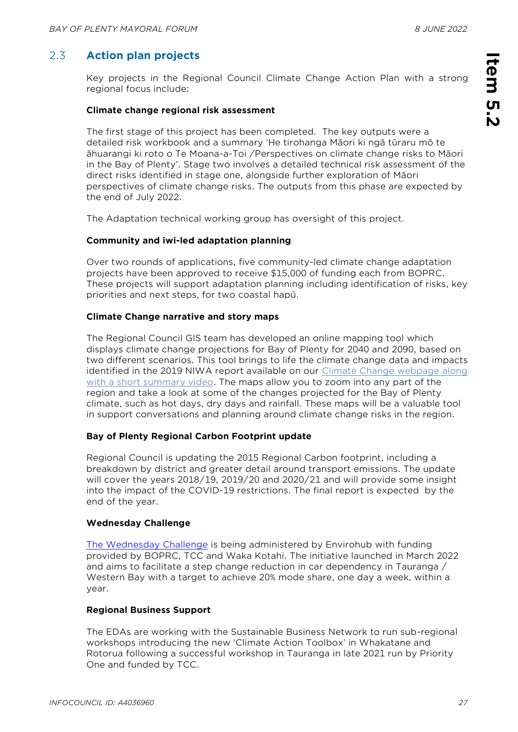## 2.3 Action plan projects

Key projects in the Regional Council Climate Change Action Plan with a strong regional focus include:

**Climate change regional risk assessment**

The first stage of this project has been completed. The key outputs were a detailed risk workbook and a summary 'He tirohanga Māori ki ngā tūraru mō te āhuarangi ki roto o Te Moana-a-Toi /Perspectives on climate change risks to Māori in the Bay of Plenty'. Stage two involves a detailed technical risk assessment of the direct risks identified in stage one, alongside further exploration of Māori perspectives of climate change risks. The outputs from this phase are expected by the end of July 2022.

The Adaptation technical working group has oversight of this project.

**Community and iwi-led adaptation planning**

Over two rounds of applications, five community-led climate change adaptation projects have been approved to receive $15,000 of funding each from BOPRC. These projects will support adaptation planning including identification of risks, key priorities and next steps, for two coastal hapū.

**Climate Change narrative and story maps**

The Regional Council GIS team has developed an online mapping tool which displays climate change projections for Bay of Plenty for 2040 and 2090, based on two different scenarios. This tool brings to life the climate change data and impacts identified in the 2019 NIWA report available on our Climate Change webpage along with a short summary video. The maps allow you to zoom into any part of the region and take a look at some of the changes projected for the Bay of Plenty climate, such as hot days, dry days and rainfall. These maps will be a valuable tool in support conversations and planning around climate change risks in the region.

**Bay of Plenty Regional Carbon Footprint update**

Regional Council is updating the 2015 Regional Carbon footprint, including a breakdown by district and greater detail around transport emissions. The update will cover the years 2018/19, 2019/20 and 2020/21 and will provide some insight into the impact of the COVID-19 restrictions. The final report is expected by the end of the year.

**Wednesday Challenge**

The Wednesday Challenge is being administered by Envirohub with funding provided by BOPRC, TCC and Waka Kotahi. The initiative launched in March 2022 and aims to facilitate a step change reduction in car dependency in Tauranga / Western Bay with a target to achieve 20% mode share, one day a week, within a year.

**Regional Business Support**

The EDAs are working with the Sustainable Business Network to run sub-regional workshops introducing the new 'Climate Action Toolbox' in Whakatane and Rotorua following a successful workshop in Tauranga in late 2021 run by Priority One and funded by TCC.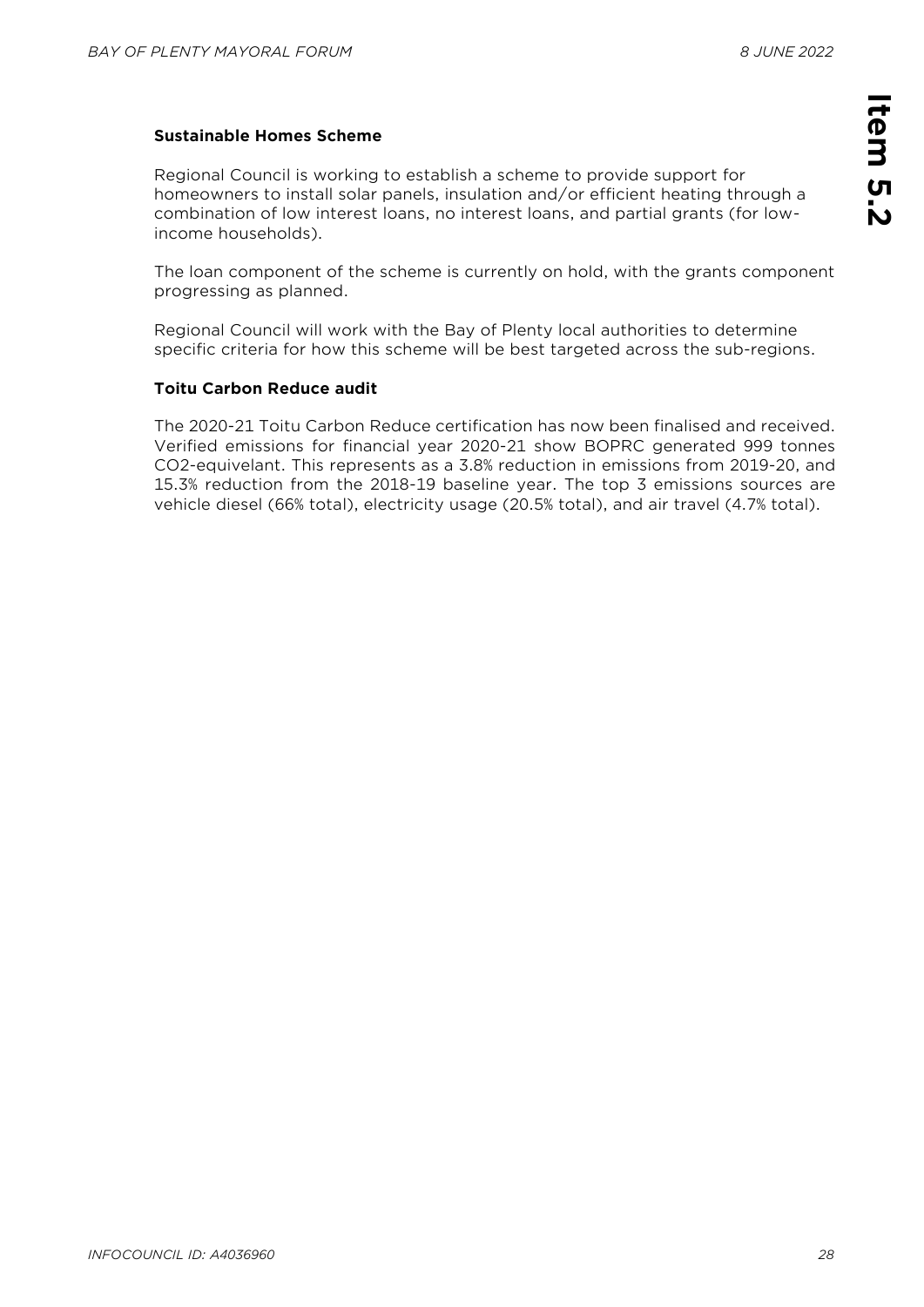**Sustainable Homes Scheme**

Regional Council is working to establish a scheme to provide support for homeowners to install solar panels, insulation and/or efficient heating through a combination of low interest loans, no interest loans, and partial grants (for low-income households).

The loan component of the scheme is currently on hold, with the grants component progressing as planned.

Regional Council will work with the Bay of Plenty local authorities to determine specific criteria for how this scheme will be best targeted across the sub-regions.

**Toitu Carbon Reduce audit**

The 2020-21 Toitu Carbon Reduce certification has now been finalised and received. Verified emissions for financial year 2020-21 show BOPRC generated 999 tonnes CO2-equivelant. This represents as a 3.8% reduction in emissions from 2019-20, and 15.3% reduction from the 2018-19 baseline year. The top 3 emissions sources are vehicle diesel (66% total), electricity usage (20.5% total), and air travel (4.7% total).